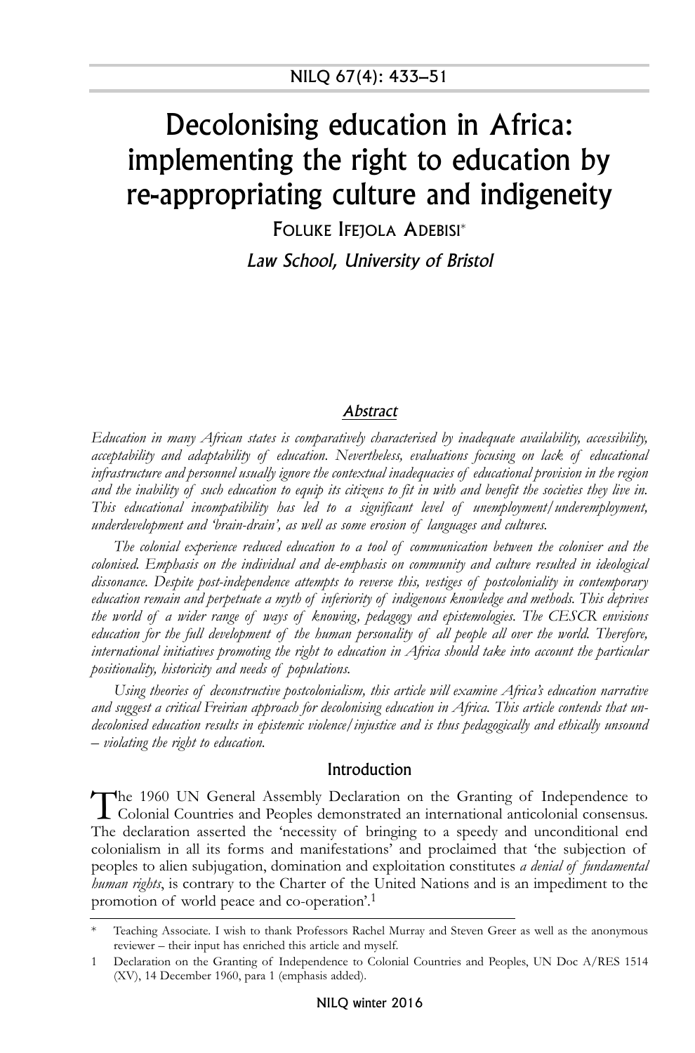# Decolonising education in Africa: implementing the right to education by re-appropriating culture and indigeneity

FOLUKE IFEJOLA ADEBISI*

*Law School, University of Bristol*

## *Abstract*

*Education in many African states is comparatively characterised by inadequate availability, accessibility, acceptability and adaptability of education. Nevertheless, evaluations focusing on lack of educational infrastructure and personnel usually ignore the contextual inadequacies of educational provision in the region and the inability of such education to equip its citizens to fit in with and benefit the societies they live in. This educational incompatibility has led to a significant level of unemployment/underemployment, underdevelopment and 'brain-drain', as well as some erosion of languages and cultures.*

*The colonial experience reduced education to a tool of communication between the coloniser and the colonised. Emphasis on the individual and de-emphasis on community and culture resulted in ideological dissonance. Despite post-independence attempts to reverse this, vestiges of postcoloniality in contemporary education remain and perpetuate a myth of inferiority of indigenous knowledge and methods. This deprives the world of a wider range of ways of knowing, pedagogy and epistemologies. The CESCR envisions education for the full development of the human personality of all people all over the world. Therefore, international initiatives promoting the right to education in Africa should take into account the particular positionality, historicity and needs of populations.*

*Using theories of deconstructive postcolonialism, this article will examine Africa's education narrative and suggest a critical Freirian approach for decolonising education in Africa. This article contends that un-decolonised education results in epistemic violence/injustice and is thus pedagogically and ethically unsound – violating the right to education.*

## Introduction

The 1960 UN General Assembly Declaration on the Granting of Independence to Colonial Countries and Peoples demonstrated an international anticolonial consensus. The declaration asserted the 'necessity of bringing to a speedy and unconditional end colonialism in all its forms and manifestations' and proclaimed that 'the subjection of peoples to alien subjugation, domination and exploitation constitutes *a denial of fundamental human rights*, is contrary to the Charter of the United Nations and is an impediment to the promotion of world peace and co-operation'.[1]

---

\* Teaching Associate. I wish to thank Professors Rachel Murray and Steven Greer as well as the anonymous reviewer – their input has enriched this article and myself.

1 Declaration on the Granting of Independence to Colonial Countries and Peoples, UN Doc A/RES 1514 (XV), 14 December 1960, para 1 (emphasis added).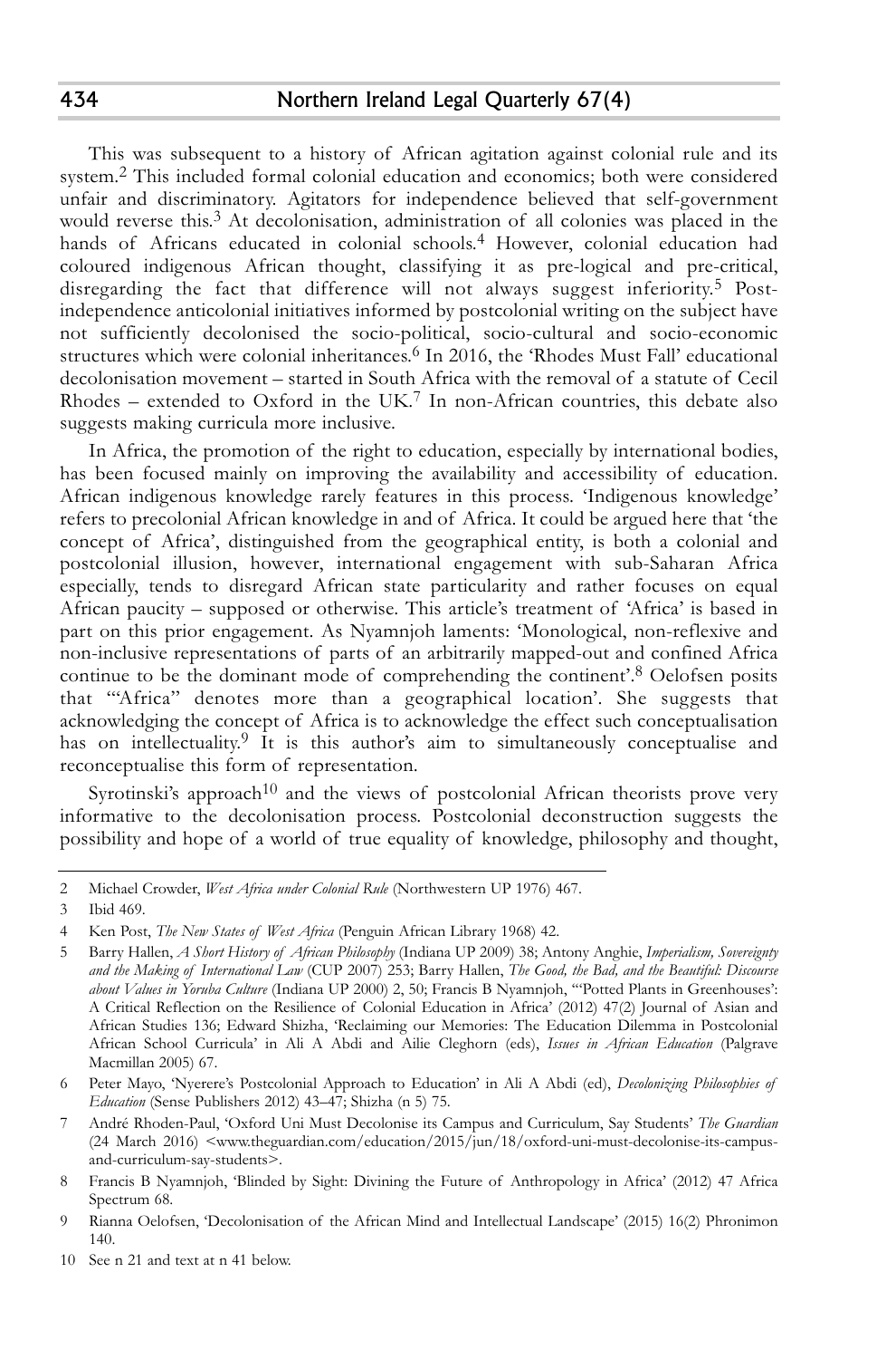This was subsequent to a history of African agitation against colonial rule and its system.[2] This included formal colonial education and economics; both were considered unfair and discriminatory. Agitators for independence believed that self-government would reverse this.[3] At decolonisation, administration of all colonies was placed in the hands of Africans educated in colonial schools.[4] However, colonial education had coloured indigenous African thought, classifying it as pre-logical and pre-critical, disregarding the fact that difference will not always suggest inferiority.[5] Post-independence anticolonial initiatives informed by postcolonial writing on the subject have not sufficiently decolonised the socio-political, socio-cultural and socio-economic structures which were colonial inheritances.[6] In 2016, the 'Rhodes Must Fall' educational decolonisation movement – started in South Africa with the removal of a statute of Cecil Rhodes – extended to Oxford in the UK.[7] In non-African countries, this debate also suggests making curricula more inclusive.

In Africa, the promotion of the right to education, especially by international bodies, has been focused mainly on improving the availability and accessibility of education. African indigenous knowledge rarely features in this process. 'Indigenous knowledge' refers to precolonial African knowledge in and of Africa. It could be argued here that 'the concept of Africa', distinguished from the geographical entity, is both a colonial and postcolonial illusion, however, international engagement with sub-Saharan Africa especially, tends to disregard African state particularity and rather focuses on equal African paucity – supposed or otherwise. This article's treatment of 'Africa' is based in part on this prior engagement. As Nyamnjoh laments: 'Monological, non-reflexive and non-inclusive representations of parts of an arbitrarily mapped-out and confined Africa continue to be the dominant mode of comprehending the continent'.[8] Oelofsen posits that '"Africa" denotes more than a geographical location'. She suggests that acknowledging the concept of Africa is to acknowledge the effect such conceptualisation has on intellectuality.[9] It is this author's aim to simultaneously conceptualise and reconceptualise this form of representation.

Syrotinski's approach[10] and the views of postcolonial African theorists prove very informative to the decolonisation process. Postcolonial deconstruction suggests the possibility and hope of a world of true equality of knowledge, philosophy and thought,

---

2 Michael Crowder, *West Africa under Colonial Rule* (Northwestern UP 1976) 467.

3 Ibid 469.

4 Ken Post, *The New States of West Africa* (Penguin African Library 1968) 42.

5 Barry Hallen, *A Short History of African Philosophy* (Indiana UP 2009) 38; Antony Anghie, *Imperialism, Sovereignty and the Making of International Law* (CUP 2007) 253; Barry Hallen, *The Good, the Bad, and the Beautiful: Discourse about Values in Yoruba Culture* (Indiana UP 2000) 2, 50; Francis B Nyamnjoh, '"Potted Plants in Greenhouses': A Critical Reflection on the Resilience of Colonial Education in Africa' (2012) 47(2) Journal of Asian and African Studies 136; Edward Shizha, 'Reclaiming our Memories: The Education Dilemma in Postcolonial African School Curricula' in Ali A Abdi and Ailie Cleghorn (eds), *Issues in African Education* (Palgrave Macmillan 2005) 67.

6 Peter Mayo, 'Nyerere's Postcolonial Approach to Education' in Ali A Abdi (ed), *Decolonizing Philosophies of Education* (Sense Publishers 2012) 43–47; Shizha (n 5) 75.

7 André Rhoden-Paul, 'Oxford Uni Must Decolonise its Campus and Curriculum, Say Students' *The Guardian* (24 March 2016) <www.theguardian.com/education/2015/jun/18/oxford-uni-must-decolonise-its-campus-and-curriculum-say-students>.

8 Francis B Nyamnjoh, 'Blinded by Sight: Divining the Future of Anthropology in Africa' (2012) 47 Africa Spectrum 68.

9 Rianna Oelofsen, 'Decolonisation of the African Mind and Intellectual Landscape' (2015) 16(2) Phronimon 140.

10 See n 21 and text at n 41 below.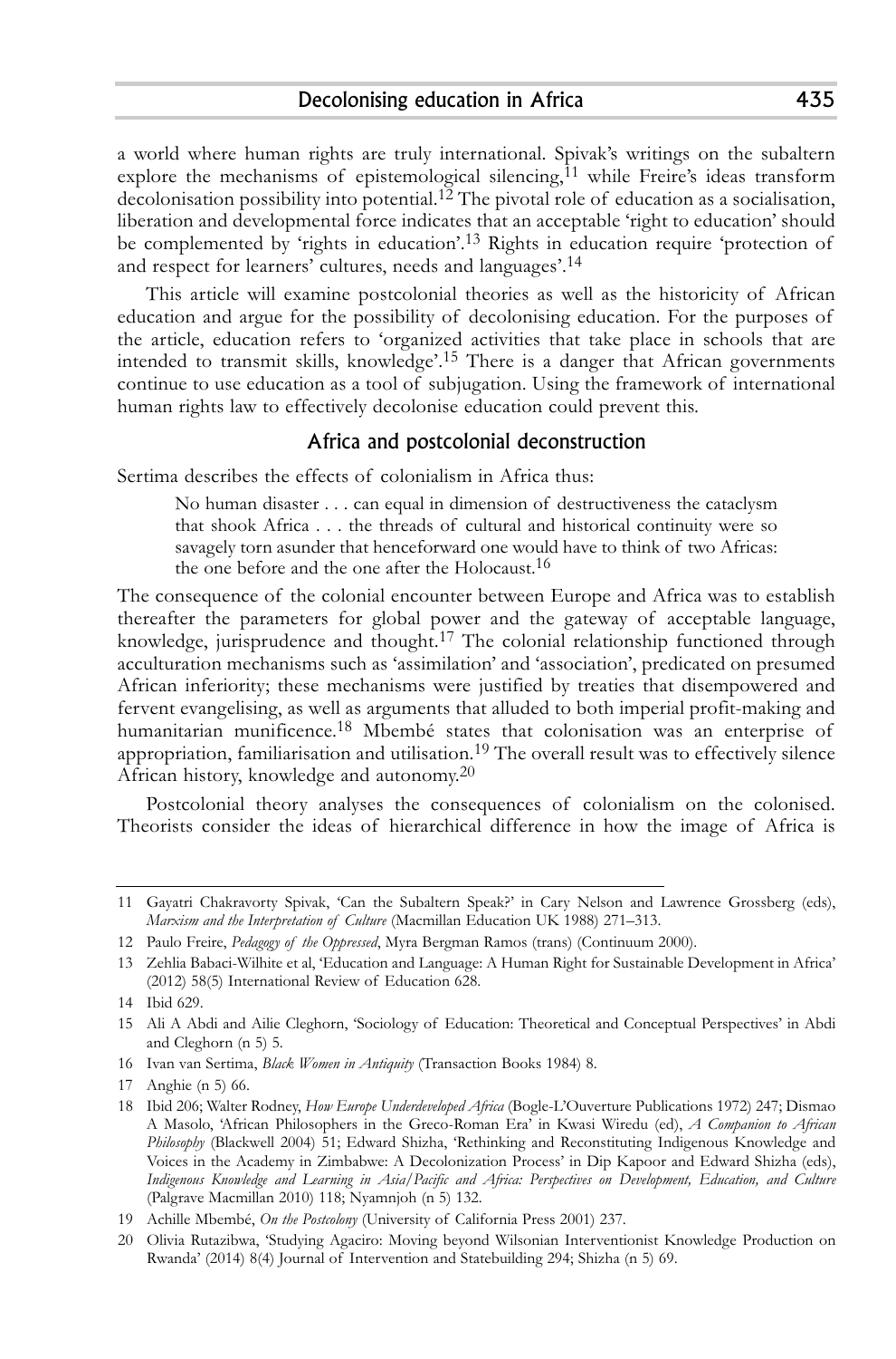a world where human rights are truly international. Spivak's writings on the subaltern explore the mechanisms of epistemological silencing,[11] while Freire's ideas transform decolonisation possibility into potential.[12] The pivotal role of education as a socialisation, liberation and developmental force indicates that an acceptable 'right to education' should be complemented by 'rights in education'.[13] Rights in education require 'protection of and respect for learners' cultures, needs and languages'.[14]

This article will examine postcolonial theories as well as the historicity of African education and argue for the possibility of decolonising education. For the purposes of the article, education refers to 'organized activities that take place in schools that are intended to transmit skills, knowledge'.[15] There is a danger that African governments continue to use education as a tool of subjugation. Using the framework of international human rights law to effectively decolonise education could prevent this.

## Africa and postcolonial deconstruction

Sertima describes the effects of colonialism in Africa thus:

> No human disaster . . . can equal in dimension of destructiveness the cataclysm that shook Africa . . . the threads of cultural and historical continuity were so savagely torn asunder that henceforward one would have to think of two Africas: the one before and the one after the Holocaust.[16]

The consequence of the colonial encounter between Europe and Africa was to establish thereafter the parameters for global power and the gateway of acceptable language, knowledge, jurisprudence and thought.[17] The colonial relationship functioned through acculturation mechanisms such as 'assimilation' and 'association', predicated on presumed African inferiority; these mechanisms were justified by treaties that disempowered and fervent evangelising, as well as arguments that alluded to both imperial profit-making and humanitarian munificence.[18] Mbembé states that colonisation was an enterprise of appropriation, familiarisation and utilisation.[19] The overall result was to effectively silence African history, knowledge and autonomy.[20]

Postcolonial theory analyses the consequences of colonialism on the colonised. Theorists consider the ideas of hierarchical difference in how the image of Africa is

---

11 Gayatri Chakravorty Spivak, 'Can the Subaltern Speak?' in Cary Nelson and Lawrence Grossberg (eds), *Marxism and the Interpretation of Culture* (Macmillan Education UK 1988) 271–313.

12 Paulo Freire, *Pedagogy of the Oppressed*, Myra Bergman Ramos (trans) (Continuum 2000).

13 Zehlia Babaci-Wilhite et al, 'Education and Language: A Human Right for Sustainable Development in Africa' (2012) 58(5) International Review of Education 628.

14 Ibid 629.

15 Ali A Abdi and Ailie Cleghorn, 'Sociology of Education: Theoretical and Conceptual Perspectives' in Abdi and Cleghorn (n 5) 5.

16 Ivan van Sertima, *Black Women in Antiquity* (Transaction Books 1984) 8.

17 Anghie (n 5) 66.

18 Ibid 206; Walter Rodney, *How Europe Underdeveloped Africa* (Bogle-L'Ouverture Publications 1972) 247; Dismao A Masolo, 'African Philosophers in the Greco-Roman Era' in Kwasi Wiredu (ed), *A Companion to African Philosophy* (Blackwell 2004) 51; Edward Shizha, 'Rethinking and Reconstituting Indigenous Knowledge and Voices in the Academy in Zimbabwe: A Decolonization Process' in Dip Kapoor and Edward Shizha (eds), *Indigenous Knowledge and Learning in Asia/Pacific and Africa: Perspectives on Development, Education, and Culture* (Palgrave Macmillan 2010) 118; Nyamnjoh (n 5) 132.

19 Achille Mbembé, *On the Postcolony* (University of California Press 2001) 237.

20 Olivia Rutazibwa, 'Studying Agaciro: Moving beyond Wilsonian Interventionist Knowledge Production on Rwanda' (2014) 8(4) Journal of Intervention and Statebuilding 294; Shizha (n 5) 69.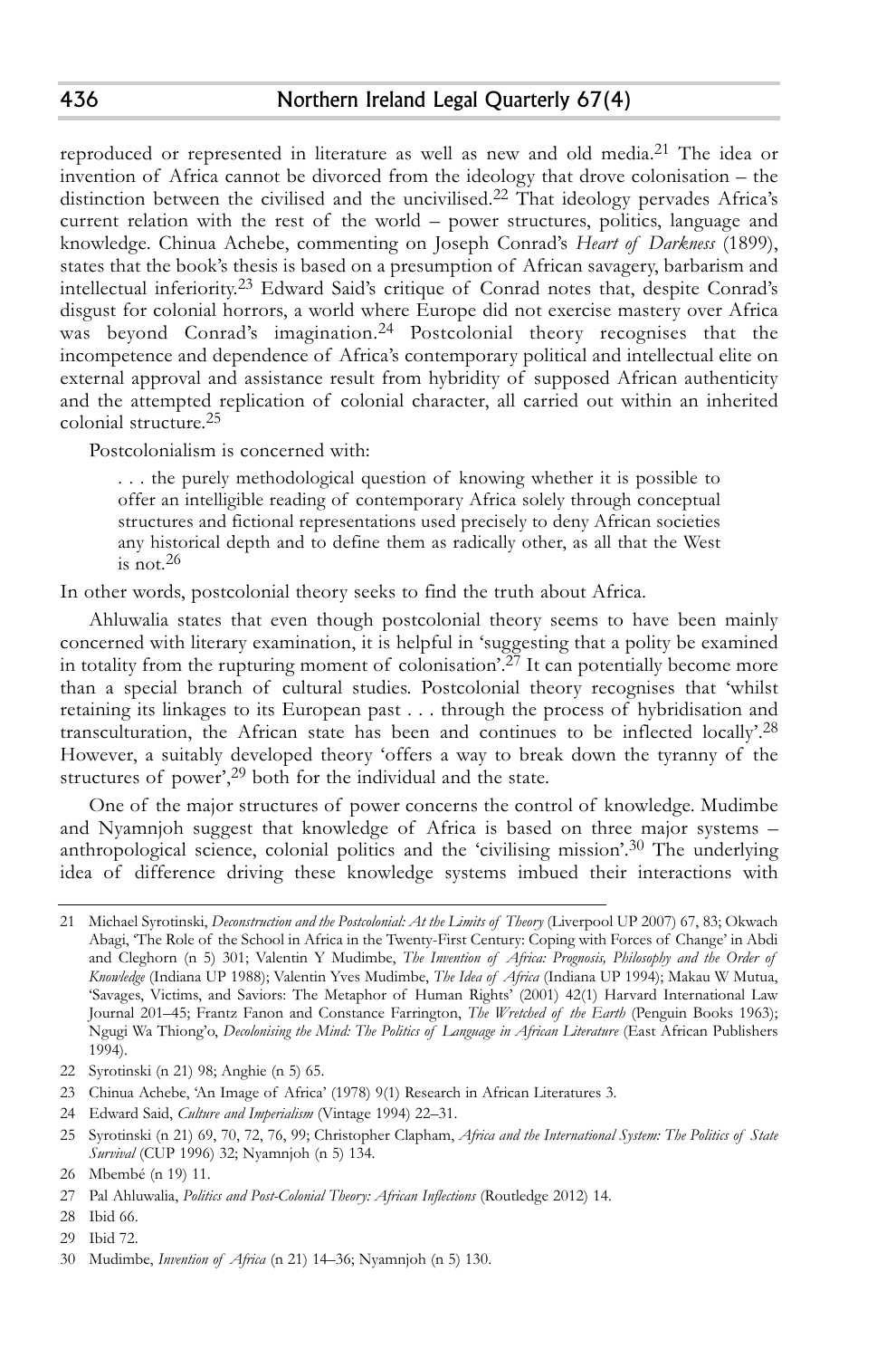reproduced or represented in literature as well as new and old media.[21] The idea or invention of Africa cannot be divorced from the ideology that drove colonisation – the distinction between the civilised and the uncivilised.[22] That ideology pervades Africa's current relation with the rest of the world – power structures, politics, language and knowledge. Chinua Achebe, commenting on Joseph Conrad's *Heart of Darkness* (1899), states that the book's thesis is based on a presumption of African savagery, barbarism and intellectual inferiority.[23] Edward Said's critique of Conrad notes that, despite Conrad's disgust for colonial horrors, a world where Europe did not exercise mastery over Africa was beyond Conrad's imagination.[24] Postcolonial theory recognises that the incompetence and dependence of Africa's contemporary political and intellectual elite on external approval and assistance result from hybridity of supposed African authenticity and the attempted replication of colonial character, all carried out within an inherited colonial structure.[25]

Postcolonialism is concerned with:

> . . . the purely methodological question of knowing whether it is possible to offer an intelligible reading of contemporary Africa solely through conceptual structures and fictional representations used precisely to deny African societies any historical depth and to define them as radically other, as all that the West is not.[26]

In other words, postcolonial theory seeks to find the truth about Africa.

Ahluwalia states that even though postcolonial theory seems to have been mainly concerned with literary examination, it is helpful in 'suggesting that a polity be examined in totality from the rupturing moment of colonisation'.[27] It can potentially become more than a special branch of cultural studies. Postcolonial theory recognises that 'whilst retaining its linkages to its European past . . . through the process of hybridisation and transculturation, the African state has been and continues to be inflected locally'.[28] However, a suitably developed theory 'offers a way to break down the tyranny of the structures of power',[29] both for the individual and the state.

One of the major structures of power concerns the control of knowledge. Mudimbe and Nyamnjoh suggest that knowledge of Africa is based on three major systems – anthropological science, colonial politics and the 'civilising mission'.[30] The underlying idea of difference driving these knowledge systems imbued their interactions with

---

21 Michael Syrotinski, *Deconstruction and the Postcolonial: At the Limits of Theory* (Liverpool UP 2007) 67, 83; Okwach Abagi, 'The Role of the School in Africa in the Twenty-First Century: Coping with Forces of Change' in Abdi and Cleghorn (n 5) 301; Valentin Y Mudimbe, *The Invention of Africa: Prognosis, Philosophy and the Order of Knowledge* (Indiana UP 1988); Valentin Yves Mudimbe, *The Idea of Africa* (Indiana UP 1994); Makau W Mutua, 'Savages, Victims, and Saviors: The Metaphor of Human Rights' (2001) 42(1) Harvard International Law Journal 201–45; Frantz Fanon and Constance Farrington, *The Wretched of the Earth* (Penguin Books 1963); Ngugi Wa Thiong'o, *Decolonising the Mind: The Politics of Language in African Literature* (East African Publishers 1994).

22 Syrotinski (n 21) 98; Anghie (n 5) 65.

23 Chinua Achebe, 'An Image of Africa' (1978) 9(1) Research in African Literatures 3.

24 Edward Said, *Culture and Imperialism* (Vintage 1994) 22–31.

25 Syrotinski (n 21) 69, 70, 72, 76, 99; Christopher Clapham, *Africa and the International System: The Politics of State Survival* (CUP 1996) 32; Nyamnjoh (n 5) 134.

26 Mbembé (n 19) 11.

27 Pal Ahluwalia, *Politics and Post-Colonial Theory: African Inflections* (Routledge 2012) 14.

28 Ibid 66.

29 Ibid 72.

30 Mudimbe, *Invention of Africa* (n 21) 14–36; Nyamnjoh (n 5) 130.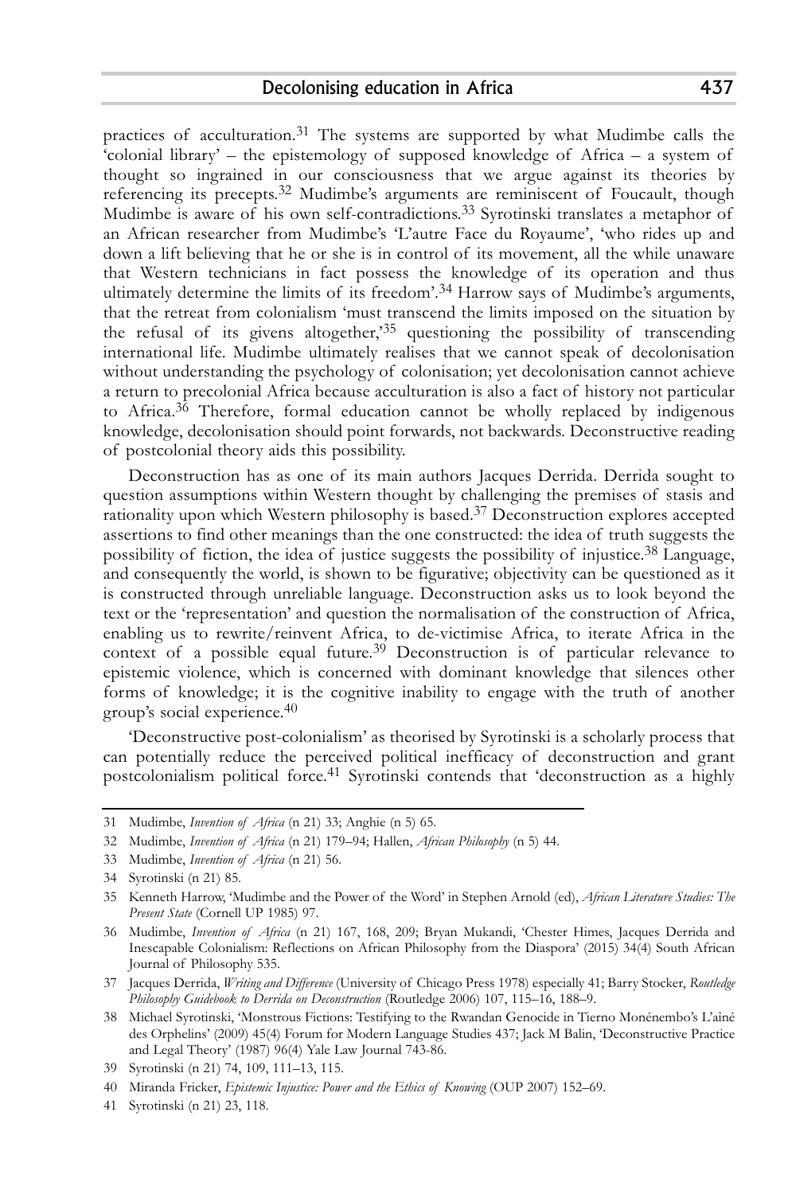practices of acculturation.[31] The systems are supported by what Mudimbe calls the 'colonial library' – the epistemology of supposed knowledge of Africa – a system of thought so ingrained in our consciousness that we argue against its theories by referencing its precepts.[32] Mudimbe's arguments are reminiscent of Foucault, though Mudimbe is aware of his own self-contradictions.[33] Syrotinski translates a metaphor of an African researcher from Mudimbe's 'L'autre Face du Royaume', 'who rides up and down a lift believing that he or she is in control of its movement, all the while unaware that Western technicians in fact possess the knowledge of its operation and thus ultimately determine the limits of its freedom'.[34] Harrow says of Mudimbe's arguments, that the retreat from colonialism 'must transcend the limits imposed on the situation by the refusal of its givens altogether,'[35] questioning the possibility of transcending international life. Mudimbe ultimately realises that we cannot speak of decolonisation without understanding the psychology of colonisation; yet decolonisation cannot achieve a return to precolonial Africa because acculturation is also a fact of history not particular to Africa.[36] Therefore, formal education cannot be wholly replaced by indigenous knowledge, decolonisation should point forwards, not backwards. Deconstructive reading of postcolonial theory aids this possibility.

Deconstruction has as one of its main authors Jacques Derrida. Derrida sought to question assumptions within Western thought by challenging the premises of stasis and rationality upon which Western philosophy is based.[37] Deconstruction explores accepted assertions to find other meanings than the one constructed: the idea of truth suggests the possibility of fiction, the idea of justice suggests the possibility of injustice.[38] Language, and consequently the world, is shown to be figurative; objectivity can be questioned as it is constructed through unreliable language. Deconstruction asks us to look beyond the text or the 'representation' and question the normalisation of the construction of Africa, enabling us to rewrite/reinvent Africa, to de-victimise Africa, to iterate Africa in the context of a possible equal future.[39] Deconstruction is of particular relevance to epistemic violence, which is concerned with dominant knowledge that silences other forms of knowledge; it is the cognitive inability to engage with the truth of another group's social experience.[40]

'Deconstructive post-colonialism' as theorised by Syrotinski is a scholarly process that can potentially reduce the perceived political inefficacy of deconstruction and grant postcolonialism political force.[41] Syrotinski contends that 'deconstruction as a highly

---

31 Mudimbe, *Invention of Africa* (n 21) 33; Anghie (n 5) 65.

32 Mudimbe, *Invention of Africa* (n 21) 179–94; Hallen, *African Philosophy* (n 5) 44.

33 Mudimbe, *Invention of Africa* (n 21) 56.

34 Syrotinski (n 21) 85.

35 Kenneth Harrow, 'Mudimbe and the Power of the Word' in Stephen Arnold (ed), *African Literature Studies: The Present State* (Cornell UP 1985) 97.

36 Mudimbe, *Invention of Africa* (n 21) 167, 168, 209; Bryan Mukandi, 'Chester Himes, Jacques Derrida and Inescapable Colonialism: Reflections on African Philosophy from the Diaspora' (2015) 34(4) South African Journal of Philosophy 535.

37 Jacques Derrida, *Writing and Difference* (University of Chicago Press 1978) especially 41; Barry Stocker, *Routledge Philosophy Guidebook to Derrida on Deconstruction* (Routledge 2006) 107, 115–16, 188–9.

38 Michael Syrotinski, 'Monstrous Fictions: Testifying to the Rwandan Genocide in Tierno Monénembo's L'aîné des Orphelins' (2009) 45(4) Forum for Modern Language Studies 437; Jack M Balin, 'Deconstructive Practice and Legal Theory' (1987) 96(4) Yale Law Journal 743-86.

39 Syrotinski (n 21) 74, 109, 111–13, 115.

40 Miranda Fricker, *Epistemic Injustice: Power and the Ethics of Knowing* (OUP 2007) 152–69.

41 Syrotinski (n 21) 23, 118.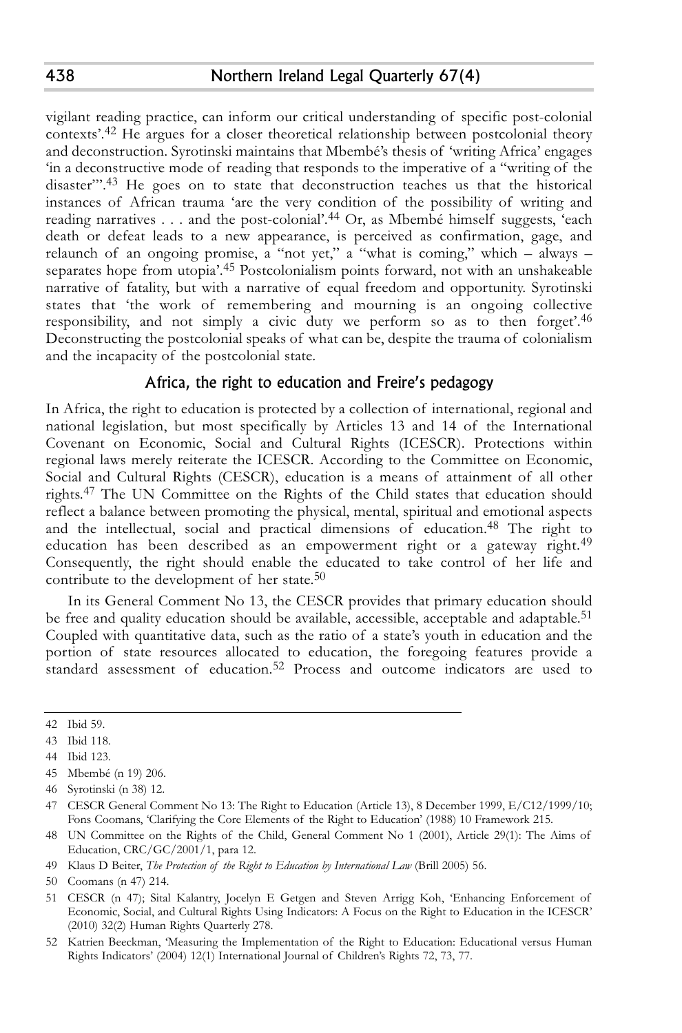vigilant reading practice, can inform our critical understanding of specific post-colonial contexts'.[42] He argues for a closer theoretical relationship between postcolonial theory and deconstruction. Syrotinski maintains that Mbembé's thesis of 'writing Africa' engages 'in a deconstructive mode of reading that responds to the imperative of a "writing of the disaster"'.[43] He goes on to state that deconstruction teaches us that the historical instances of African trauma 'are the very condition of the possibility of writing and reading narratives . . . and the post-colonial'.[44] Or, as Mbembé himself suggests, 'each death or defeat leads to a new appearance, is perceived as confirmation, gage, and relaunch of an ongoing promise, a "not yet," a "what is coming," which – always – separates hope from utopia'.[45] Postcolonialism points forward, not with an unshakeable narrative of fatality, but with a narrative of equal freedom and opportunity. Syrotinski states that 'the work of remembering and mourning is an ongoing collective responsibility, and not simply a civic duty we perform so as to then forget'.[46] Deconstructing the postcolonial speaks of what can be, despite the trauma of colonialism and the incapacity of the postcolonial state.

## Africa, the right to education and Freire's pedagogy

In Africa, the right to education is protected by a collection of international, regional and national legislation, but most specifically by Articles 13 and 14 of the International Covenant on Economic, Social and Cultural Rights (ICESCR). Protections within regional laws merely reiterate the ICESCR. According to the Committee on Economic, Social and Cultural Rights (CESCR), education is a means of attainment of all other rights.[47] The UN Committee on the Rights of the Child states that education should reflect a balance between promoting the physical, mental, spiritual and emotional aspects and the intellectual, social and practical dimensions of education.[48] The right to education has been described as an empowerment right or a gateway right.[49] Consequently, the right should enable the educated to take control of her life and contribute to the development of her state.[50]

In its General Comment No 13, the CESCR provides that primary education should be free and quality education should be available, accessible, acceptable and adaptable.[51] Coupled with quantitative data, such as the ratio of a state's youth in education and the portion of state resources allocated to education, the foregoing features provide a standard assessment of education.[52] Process and outcome indicators are used to

---

42 Ibid 59.

43 Ibid 118.

44 Ibid 123.

45 Mbembé (n 19) 206.

46 Syrotinski (n 38) 12.

47 CESCR General Comment No 13: The Right to Education (Article 13), 8 December 1999, E/C12/1999/10; Fons Coomans, 'Clarifying the Core Elements of the Right to Education' (1988) 10 Framework 215.

48 UN Committee on the Rights of the Child, General Comment No 1 (2001), Article 29(1): The Aims of Education, CRC/GC/2001/1, para 12.

49 Klaus D Beiter, *The Protection of the Right to Education by International Law* (Brill 2005) 56.

50 Coomans (n 47) 214.

51 CESCR (n 47); Sital Kalantry, Jocelyn E Getgen and Steven Arrigg Koh, 'Enhancing Enforcement of Economic, Social, and Cultural Rights Using Indicators: A Focus on the Right to Education in the ICESCR' (2010) 32(2) Human Rights Quarterly 278.

52 Katrien Beeckman, 'Measuring the Implementation of the Right to Education: Educational versus Human Rights Indicators' (2004) 12(1) International Journal of Children's Rights 72, 73, 77.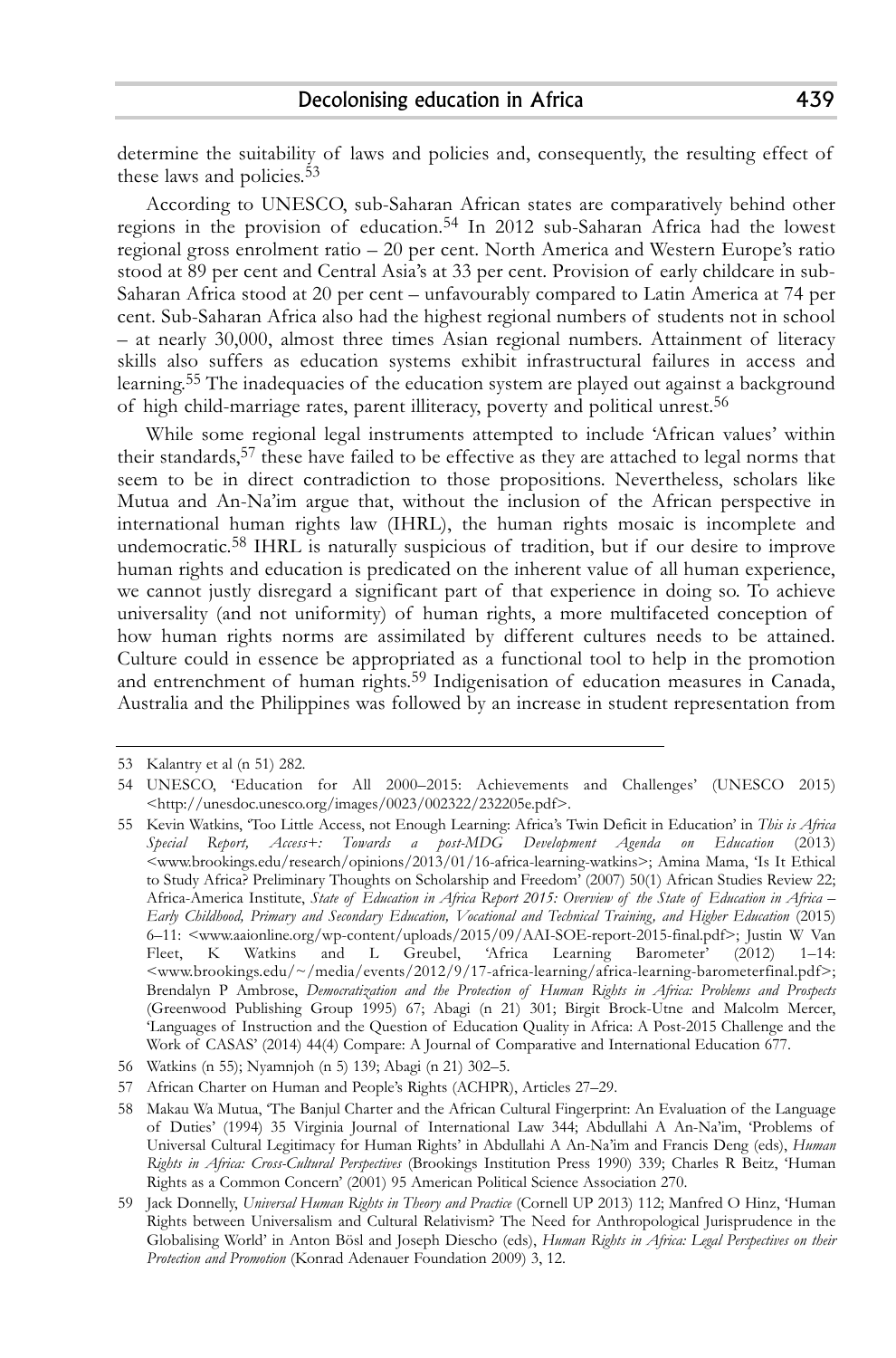determine the suitability of laws and policies and, consequently, the resulting effect of these laws and policies.[53]

According to UNESCO, sub-Saharan African states are comparatively behind other regions in the provision of education.[54] In 2012 sub-Saharan Africa had the lowest regional gross enrolment ratio – 20 per cent. North America and Western Europe's ratio stood at 89 per cent and Central Asia's at 33 per cent. Provision of early childcare in sub-Saharan Africa stood at 20 per cent – unfavourably compared to Latin America at 74 per cent. Sub-Saharan Africa also had the highest regional numbers of students not in school – at nearly 30,000, almost three times Asian regional numbers. Attainment of literacy skills also suffers as education systems exhibit infrastructural failures in access and learning.[55] The inadequacies of the education system are played out against a background of high child-marriage rates, parent illiteracy, poverty and political unrest.[56]

While some regional legal instruments attempted to include 'African values' within their standards,[57] these have failed to be effective as they are attached to legal norms that seem to be in direct contradiction to those propositions. Nevertheless, scholars like Mutua and An-Na'im argue that, without the inclusion of the African perspective in international human rights law (IHRL), the human rights mosaic is incomplete and undemocratic.[58] IHRL is naturally suspicious of tradition, but if our desire to improve human rights and education is predicated on the inherent value of all human experience, we cannot justly disregard a significant part of that experience in doing so. To achieve universality (and not uniformity) of human rights, a more multifaceted conception of how human rights norms are assimilated by different cultures needs to be attained. Culture could in essence be appropriated as a functional tool to help in the promotion and entrenchment of human rights.[59] Indigenisation of education measures in Canada, Australia and the Philippines was followed by an increase in student representation from

---

53 Kalantry et al (n 51) 282.

54 UNESCO, 'Education for All 2000–2015: Achievements and Challenges' (UNESCO 2015) <http://unesdoc.unesco.org/images/0023/002322/232205e.pdf>.

55 Kevin Watkins, 'Too Little Access, not Enough Learning: Africa's Twin Deficit in Education' in *This is Africa Special Report, Access+: Towards a post-MDG Development Agenda on Education* (2013) <www.brookings.edu/research/opinions/2013/01/16-africa-learning-watkins>; Amina Mama, 'Is It Ethical to Study Africa? Preliminary Thoughts on Scholarship and Freedom' (2007) 50(1) African Studies Review 22; Africa-America Institute, *State of Education in Africa Report 2015: Overview of the State of Education in Africa – Early Childhood, Primary and Secondary Education, Vocational and Technical Training, and Higher Education* (2015) 6–11: <www.aaionline.org/wp-content/uploads/2015/09/AAI-SOE-report-2015-final.pdf>; Justin W Van Fleet, K Watkins and L Greubel, 'Africa Learning Barometer' (2012) 1–14: <www.brookings.edu/~/media/events/2012/9/17-africa-learning/africa-learning-barometerfinal.pdf>; Brendalyn P Ambrose, *Democratization and the Protection of Human Rights in Africa: Problems and Prospects* (Greenwood Publishing Group 1995) 67; Abagi (n 21) 301; Birgit Brock-Utne and Malcolm Mercer, 'Languages of Instruction and the Question of Education Quality in Africa: A Post-2015 Challenge and the Work of CASAS' (2014) 44(4) Compare: A Journal of Comparative and International Education 677.

56 Watkins (n 55); Nyamnjoh (n 5) 139; Abagi (n 21) 302–5.

57 African Charter on Human and People's Rights (ACHPR), Articles 27–29.

58 Makau Wa Mutua, 'The Banjul Charter and the African Cultural Fingerprint: An Evaluation of the Language of Duties' (1994) 35 Virginia Journal of International Law 344; Abdullahi A An-Na'im, 'Problems of Universal Cultural Legitimacy for Human Rights' in Abdullahi A An-Na'im and Francis Deng (eds), *Human Rights in Africa: Cross-Cultural Perspectives* (Brookings Institution Press 1990) 339; Charles R Beitz, 'Human Rights as a Common Concern' (2001) 95 American Political Science Association 270.

59 Jack Donnelly, *Universal Human Rights in Theory and Practice* (Cornell UP 2013) 112; Manfred O Hinz, 'Human Rights between Universalism and Cultural Relativism? The Need for Anthropological Jurisprudence in the Globalising World' in Anton Bösl and Joseph Diescho (eds), *Human Rights in Africa: Legal Perspectives on their Protection and Promotion* (Konrad Adenauer Foundation 2009) 3, 12.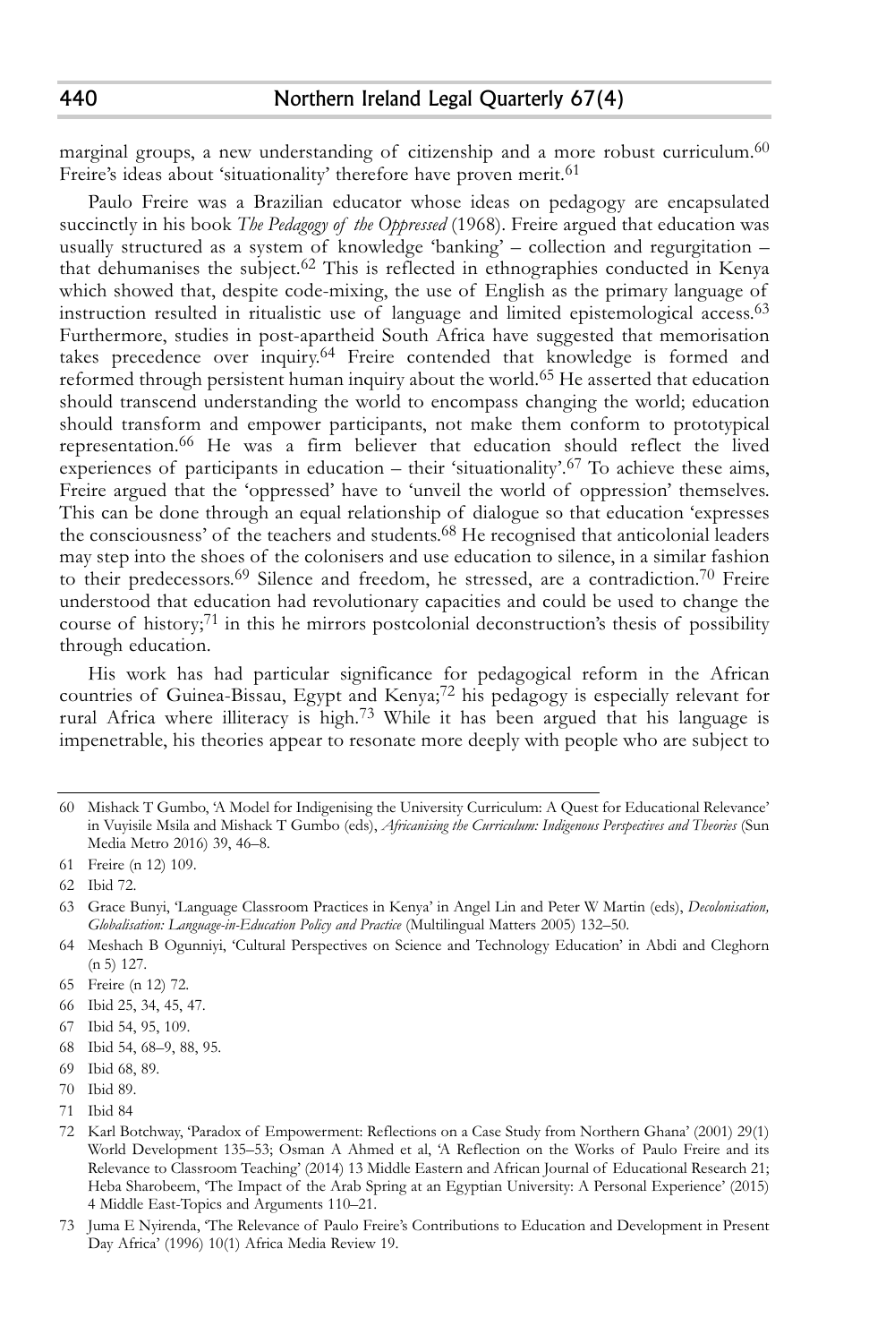marginal groups, a new understanding of citizenship and a more robust curriculum.[60] Freire's ideas about 'situationality' therefore have proven merit.[61]

Paulo Freire was a Brazilian educator whose ideas on pedagogy are encapsulated succinctly in his book *The Pedagogy of the Oppressed* (1968). Freire argued that education was usually structured as a system of knowledge 'banking' – collection and regurgitation – that dehumanises the subject.[62] This is reflected in ethnographies conducted in Kenya which showed that, despite code-mixing, the use of English as the primary language of instruction resulted in ritualistic use of language and limited epistemological access.[63] Furthermore, studies in post-apartheid South Africa have suggested that memorisation takes precedence over inquiry.[64] Freire contended that knowledge is formed and reformed through persistent human inquiry about the world.[65] He asserted that education should transcend understanding the world to encompass changing the world; education should transform and empower participants, not make them conform to prototypical representation.[66] He was a firm believer that education should reflect the lived experiences of participants in education – their 'situationality'.[67] To achieve these aims, Freire argued that the 'oppressed' have to 'unveil the world of oppression' themselves. This can be done through an equal relationship of dialogue so that education 'expresses the consciousness' of the teachers and students.[68] He recognised that anticolonial leaders may step into the shoes of the colonisers and use education to silence, in a similar fashion to their predecessors.[69] Silence and freedom, he stressed, are a contradiction.[70] Freire understood that education had revolutionary capacities and could be used to change the course of history;[71] in this he mirrors postcolonial deconstruction's thesis of possibility through education.

His work has had particular significance for pedagogical reform in the African countries of Guinea-Bissau, Egypt and Kenya;[72] his pedagogy is especially relevant for rural Africa where illiteracy is high.[73] While it has been argued that his language is impenetrable, his theories appear to resonate more deeply with people who are subject to

---

60 Mishack T Gumbo, 'A Model for Indigenising the University Curriculum: A Quest for Educational Relevance' in Vuyisile Msila and Mishack T Gumbo (eds), *Africanising the Curriculum: Indigenous Perspectives and Theories* (Sun Media Metro 2016) 39, 46–8.

61 Freire (n 12) 109.

62 Ibid 72.

63 Grace Bunyi, 'Language Classroom Practices in Kenya' in Angel Lin and Peter W Martin (eds), *Decolonisation, Globalisation: Language-in-Education Policy and Practice* (Multilingual Matters 2005) 132–50.

64 Meshach B Ogunniyi, 'Cultural Perspectives on Science and Technology Education' in Abdi and Cleghorn (n 5) 127.

65 Freire (n 12) 72.

66 Ibid 25, 34, 45, 47.

67 Ibid 54, 95, 109.

68 Ibid 54, 68–9, 88, 95.

69 Ibid 68, 89.

70 Ibid 89.

71 Ibid 84

72 Karl Botchway, 'Paradox of Empowerment: Reflections on a Case Study from Northern Ghana' (2001) 29(1) World Development 135–53; Osman A Ahmed et al, 'A Reflection on the Works of Paulo Freire and its Relevance to Classroom Teaching' (2014) 13 Middle Eastern and African Journal of Educational Research 21; Heba Sharobeem, 'The Impact of the Arab Spring at an Egyptian University: A Personal Experience' (2015) 4 Middle East-Topics and Arguments 110–21.

73 Juma E Nyirenda, 'The Relevance of Paulo Freire's Contributions to Education and Development in Present Day Africa' (1996) 10(1) Africa Media Review 19.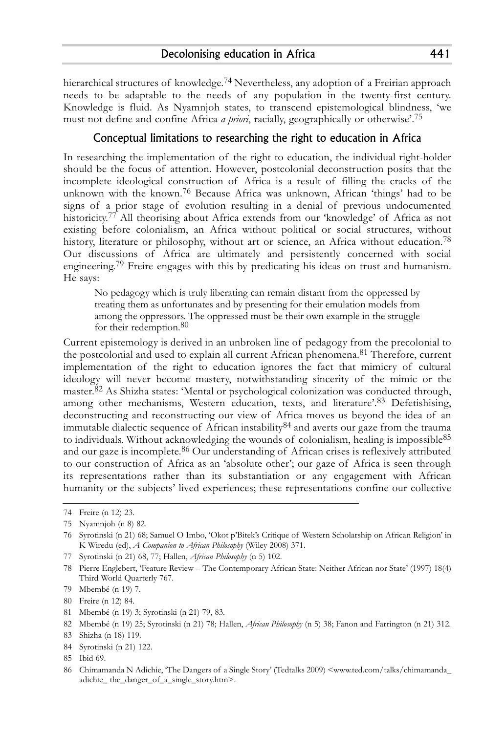hierarchical structures of knowledge.[74] Nevertheless, any adoption of a Freirian approach needs to be adaptable to the needs of any population in the twenty-first century. Knowledge is fluid. As Nyamnjoh states, to transcend epistemological blindness, 'we must not define and confine Africa *a priori*, racially, geographically or otherwise'.[75]

## Conceptual limitations to researching the right to education in Africa

In researching the implementation of the right to education, the individual right-holder should be the focus of attention. However, postcolonial deconstruction posits that the incomplete ideological construction of Africa is a result of filling the cracks of the unknown with the known.[76] Because Africa was unknown, African 'things' had to be signs of a prior stage of evolution resulting in a denial of previous undocumented historicity.[77] All theorising about Africa extends from our 'knowledge' of Africa as not existing before colonialism, an Africa without political or social structures, without history, literature or philosophy, without art or science, an Africa without education.[78] Our discussions of Africa are ultimately and persistently concerned with social engineering.[79] Freire engages with this by predicating his ideas on trust and humanism. He says:

> No pedagogy which is truly liberating can remain distant from the oppressed by treating them as unfortunates and by presenting for their emulation models from among the oppressors. The oppressed must be their own example in the struggle for their redemption.[80]

Current epistemology is derived in an unbroken line of pedagogy from the precolonial to the postcolonial and used to explain all current African phenomena.[81] Therefore, current implementation of the right to education ignores the fact that mimicry of cultural ideology will never become mastery, notwithstanding sincerity of the mimic or the master.[82] As Shizha states: 'Mental or psychological colonization was conducted through, among other mechanisms, Western education, texts, and literature'.[83] Defetishising, deconstructing and reconstructing our view of Africa moves us beyond the idea of an immutable dialectic sequence of African instability[84] and averts our gaze from the trauma to individuals. Without acknowledging the wounds of colonialism, healing is impossible[85] and our gaze is incomplete.[86] Our understanding of African crises is reflexively attributed to our construction of Africa as an 'absolute other'; our gaze of Africa is seen through its representations rather than its substantiation or any engagement with African humanity or the subjects' lived experiences; these representations confine our collective

---

74 Freire (n 12) 23.

75 Nyamnjoh (n 8) 82.

76 Syrotinski (n 21) 68; Samuel O Imbo, 'Okot p'Bitek's Critique of Western Scholarship on African Religion' in K Wiredu (ed), *A Companion to African Philosophy* (Wiley 2008) 371.

77 Syrotinski (n 21) 68, 77; Hallen, *African Philosophy* (n 5) 102.

78 Pierre Englebert, 'Feature Review – The Contemporary African State: Neither African nor State' (1997) 18(4) Third World Quarterly 767.

79 Mbembé (n 19) 7.

80 Freire (n 12) 84.

81 Mbembé (n 19) 3; Syrotinski (n 21) 79, 83.

82 Mbembé (n 19) 25; Syrotinski (n 21) 78; Hallen, *African Philosophy* (n 5) 38; Fanon and Farrington (n 21) 312.

83 Shizha (n 18) 119.

84 Syrotinski (n 21) 122.

85 Ibid 69.

86 Chimamanda N Adichie, 'The Dangers of a Single Story' (Tedtalks 2009) <www.ted.com/talks/chimamanda_adichie_ the_danger_of_a_single_story.htm>.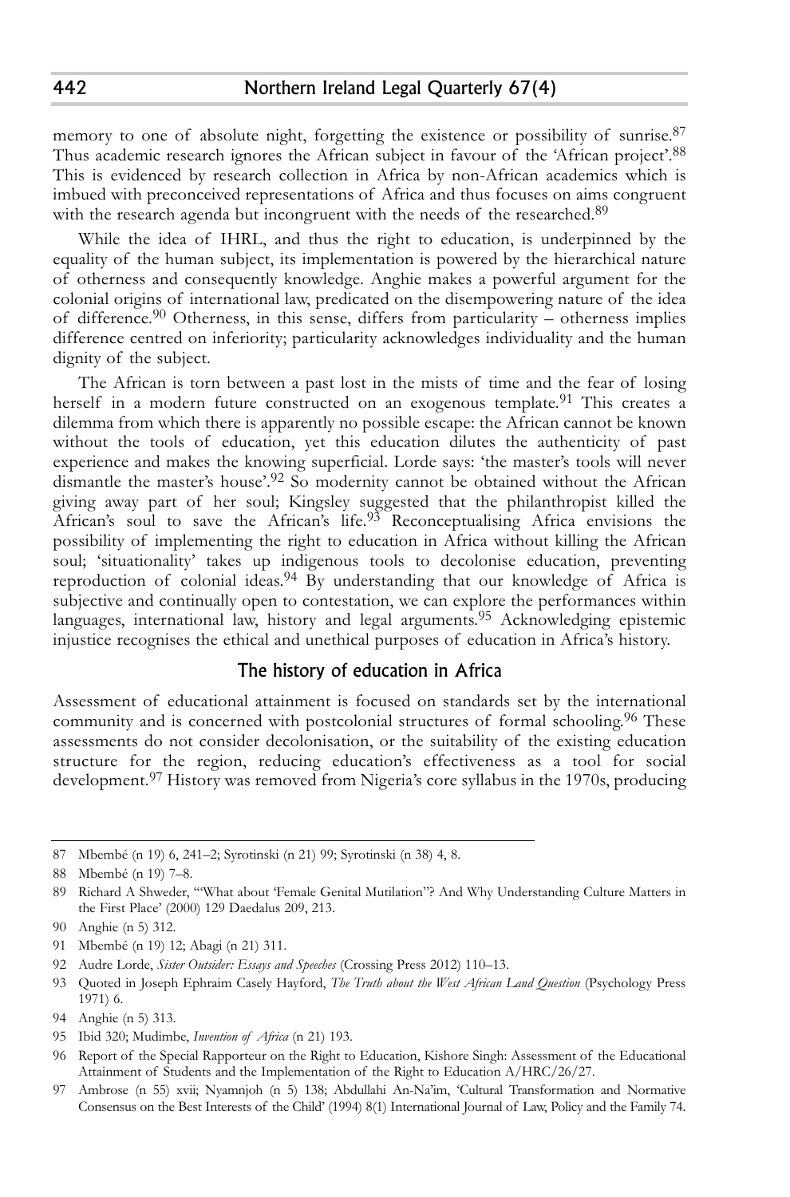memory to one of absolute night, forgetting the existence or possibility of sunrise.[87] Thus academic research ignores the African subject in favour of the 'African project'.[88] This is evidenced by research collection in Africa by non-African academics which is imbued with preconceived representations of Africa and thus focuses on aims congruent with the research agenda but incongruent with the needs of the researched.[89]

While the idea of IHRL, and thus the right to education, is underpinned by the equality of the human subject, its implementation is powered by the hierarchical nature of otherness and consequently knowledge. Anghie makes a powerful argument for the colonial origins of international law, predicated on the disempowering nature of the idea of difference.[90] Otherness, in this sense, differs from particularity – otherness implies difference centred on inferiority; particularity acknowledges individuality and the human dignity of the subject.

The African is torn between a past lost in the mists of time and the fear of losing herself in a modern future constructed on an exogenous template.[91] This creates a dilemma from which there is apparently no possible escape: the African cannot be known without the tools of education, yet this education dilutes the authenticity of past experience and makes the knowing superficial. Lorde says: 'the master's tools will never dismantle the master's house'.[92] So modernity cannot be obtained without the African giving away part of her soul; Kingsley suggested that the philanthropist killed the African's soul to save the African's life.[93] Reconceptualising Africa envisions the possibility of implementing the right to education in Africa without killing the African soul; 'situationality' takes up indigenous tools to decolonise education, preventing reproduction of colonial ideas.[94] By understanding that our knowledge of Africa is subjective and continually open to contestation, we can explore the performances within languages, international law, history and legal arguments.[95] Acknowledging epistemic injustice recognises the ethical and unethical purposes of education in Africa's history.

## The history of education in Africa

Assessment of educational attainment is focused on standards set by the international community and is concerned with postcolonial structures of formal schooling.[96] These assessments do not consider decolonisation, or the suitability of the existing education structure for the region, reducing education's effectiveness as a tool for social development.[97] History was removed from Nigeria's core syllabus in the 1970s, producing

---

87 Mbembé (n 19) 6, 241–2; Syrotinski (n 21) 99; Syrotinski (n 38) 4, 8.

88 Mbembé (n 19) 7–8.

89 Richard A Shweder, '"What about 'Female Genital Mutilation"? And Why Understanding Culture Matters in the First Place' (2000) 129 Daedalus 209, 213.

90 Anghie (n 5) 312.

91 Mbembé (n 19) 12; Abagi (n 21) 311.

92 Audre Lorde, *Sister Outsider: Essays and Speeches* (Crossing Press 2012) 110–13.

93 Quoted in Joseph Ephraim Casely Hayford, *The Truth about the West African Land Question* (Psychology Press 1971) 6.

94 Anghie (n 5) 313.

95 Ibid 320; Mudimbe, *Invention of Africa* (n 21) 193.

96 Report of the Special Rapporteur on the Right to Education, Kishore Singh: Assessment of the Educational Attainment of Students and the Implementation of the Right to Education A/HRC/26/27.

97 Ambrose (n 55) xvii; Nyamnjoh (n 5) 138; Abdullahi An-Na'im, 'Cultural Transformation and Normative Consensus on the Best Interests of the Child' (1994) 8(1) International Journal of Law, Policy and the Family 74.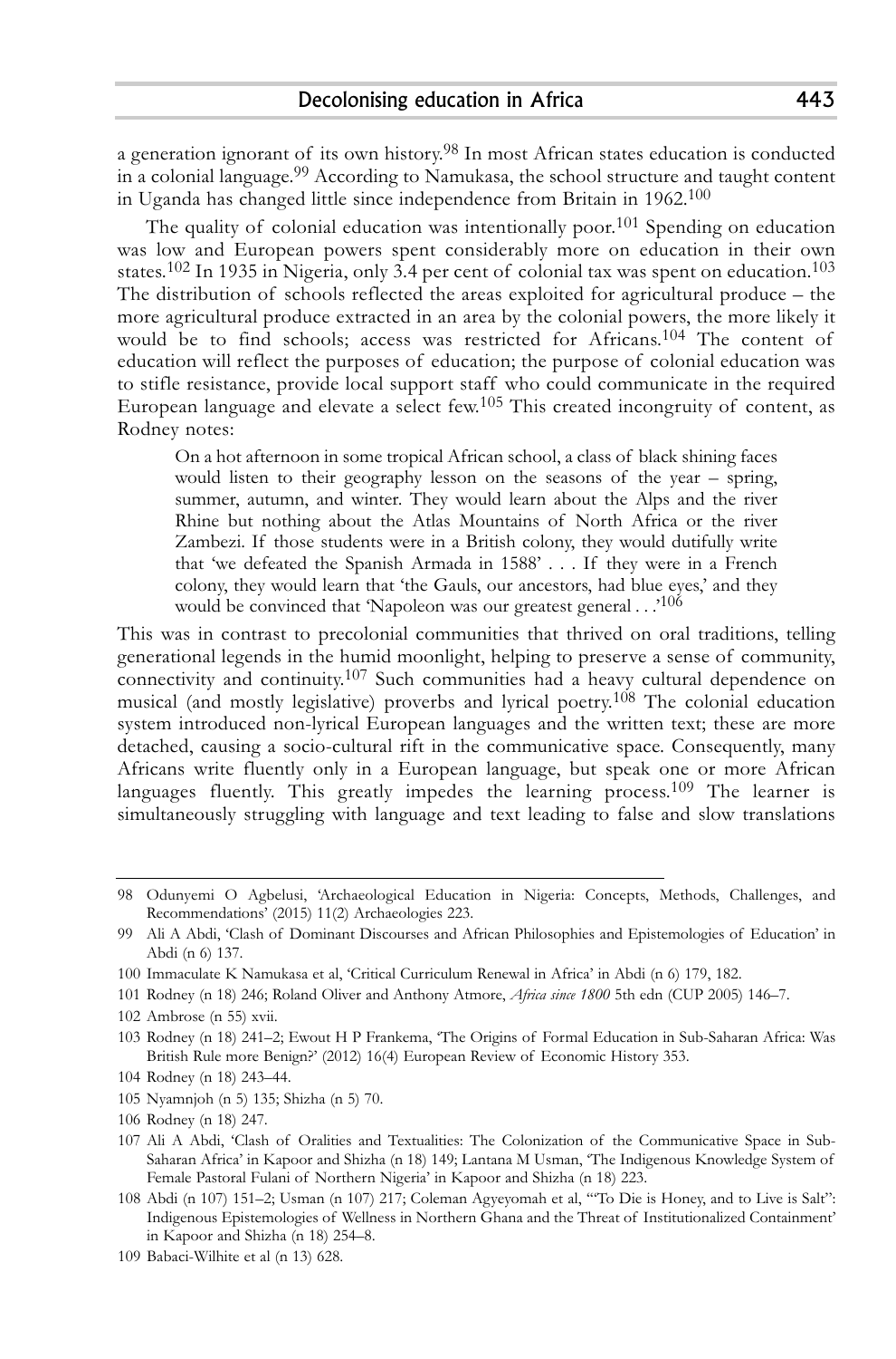a generation ignorant of its own history.[98] In most African states education is conducted in a colonial language.[99] According to Namukasa, the school structure and taught content in Uganda has changed little since independence from Britain in 1962.[100]

The quality of colonial education was intentionally poor.[101] Spending on education was low and European powers spent considerably more on education in their own states.[102] In 1935 in Nigeria, only 3.4 per cent of colonial tax was spent on education.[103] The distribution of schools reflected the areas exploited for agricultural produce – the more agricultural produce extracted in an area by the colonial powers, the more likely it would be to find schools; access was restricted for Africans.[104] The content of education will reflect the purposes of education; the purpose of colonial education was to stifle resistance, provide local support staff who could communicate in the required European language and elevate a select few.[105] This created incongruity of content, as Rodney notes:

> On a hot afternoon in some tropical African school, a class of black shining faces would listen to their geography lesson on the seasons of the year – spring, summer, autumn, and winter. They would learn about the Alps and the river Rhine but nothing about the Atlas Mountains of North Africa or the river Zambezi. If those students were in a British colony, they would dutifully write that 'we defeated the Spanish Armada in 1588' . . . If they were in a French colony, they would learn that 'the Gauls, our ancestors, had blue eyes,' and they would be convinced that 'Napoleon was our greatest general . . .'[106]

This was in contrast to precolonial communities that thrived on oral traditions, telling generational legends in the humid moonlight, helping to preserve a sense of community, connectivity and continuity.[107] Such communities had a heavy cultural dependence on musical (and mostly legislative) proverbs and lyrical poetry.[108] The colonial education system introduced non-lyrical European languages and the written text; these are more detached, causing a socio-cultural rift in the communicative space. Consequently, many Africans write fluently only in a European language, but speak one or more African languages fluently. This greatly impedes the learning process.[109] The learner is simultaneously struggling with language and text leading to false and slow translations

---

98 Odunyemi O Agbelusi, 'Archaeological Education in Nigeria: Concepts, Methods, Challenges, and Recommendations' (2015) 11(2) Archaeologies 223.

99 Ali A Abdi, 'Clash of Dominant Discourses and African Philosophies and Epistemologies of Education' in Abdi (n 6) 137.

100 Immaculate K Namukasa et al, 'Critical Curriculum Renewal in Africa' in Abdi (n 6) 179, 182.

101 Rodney (n 18) 246; Roland Oliver and Anthony Atmore, *Africa since 1800* 5th edn (CUP 2005) 146–7.

102 Ambrose (n 55) xvii.

103 Rodney (n 18) 241–2; Ewout H P Frankema, 'The Origins of Formal Education in Sub-Saharan Africa: Was British Rule more Benign?' (2012) 16(4) European Review of Economic History 353.

104 Rodney (n 18) 243–44.

105 Nyamnjoh (n 5) 135; Shizha (n 5) 70.

106 Rodney (n 18) 247.

107 Ali A Abdi, 'Clash of Oralities and Textualities: The Colonization of the Communicative Space in Sub-Saharan Africa' in Kapoor and Shizha (n 18) 149; Lantana M Usman, 'The Indigenous Knowledge System of Female Pastoral Fulani of Northern Nigeria' in Kapoor and Shizha (n 18) 223.

108 Abdi (n 107) 151–2; Usman (n 107) 217; Coleman Agyeyomah et al, '"To Die is Honey, and to Live is Salt": Indigenous Epistemologies of Wellness in Northern Ghana and the Threat of Institutionalized Containment' in Kapoor and Shizha (n 18) 254–8.

109 Babaci-Wilhite et al (n 13) 628.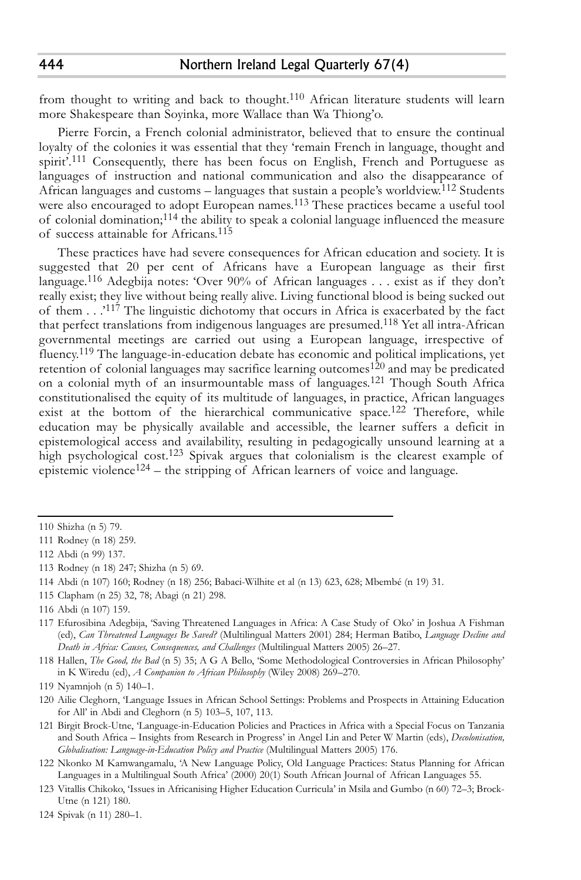from thought to writing and back to thought.[110] African literature students will learn more Shakespeare than Soyinka, more Wallace than Wa Thiong'o.

Pierre Forcin, a French colonial administrator, believed that to ensure the continual loyalty of the colonies it was essential that they 'remain French in language, thought and spirit'.[111] Consequently, there has been focus on English, French and Portuguese as languages of instruction and national communication and also the disappearance of African languages and customs – languages that sustain a people's worldview.[112] Students were also encouraged to adopt European names.[113] These practices became a useful tool of colonial domination;[114] the ability to speak a colonial language influenced the measure of success attainable for Africans.[115]

These practices have had severe consequences for African education and society. It is suggested that 20 per cent of Africans have a European language as their first language.[116] Adegbija notes: 'Over 90% of African languages . . . exist as if they don't really exist; they live without being really alive. Living functional blood is being sucked out of them . . .'[117] The linguistic dichotomy that occurs in Africa is exacerbated by the fact that perfect translations from indigenous languages are presumed.[118] Yet all intra-African governmental meetings are carried out using a European language, irrespective of fluency.[119] The language-in-education debate has economic and political implications, yet retention of colonial languages may sacrifice learning outcomes[120] and may be predicated on a colonial myth of an insurmountable mass of languages.[121] Though South Africa constitutionalised the equity of its multitude of languages, in practice, African languages exist at the bottom of the hierarchical communicative space.[122] Therefore, while education may be physically available and accessible, the learner suffers a deficit in epistemological access and availability, resulting in pedagogically unsound learning at a high psychological cost.[123] Spivak argues that colonialism is the clearest example of epistemic violence[124] – the stripping of African learners of voice and language.

---

110 Shizha (n 5) 79.

111 Rodney (n 18) 259.

112 Abdi (n 99) 137.

113 Rodney (n 18) 247; Shizha (n 5) 69.

114 Abdi (n 107) 160; Rodney (n 18) 256; Babaci-Wilhite et al (n 13) 623, 628; Mbembé (n 19) 31.

115 Clapham (n 25) 32, 78; Abagi (n 21) 298.

116 Abdi (n 107) 159.

117 Efurosibina Adegbija, 'Saving Threatened Languages in Africa: A Case Study of Oko' in Joshua A Fishman (ed), *Can Threatened Languages Be Saved?* (Multilingual Matters 2001) 284; Herman Batibo, *Language Decline and Death in Africa: Causes, Consequences, and Challenges* (Multilingual Matters 2005) 26–27.

118 Hallen, *The Good, the Bad* (n 5) 35; A G A Bello, 'Some Methodological Controversies in African Philosophy' in K Wiredu (ed), *A Companion to African Philosophy* (Wiley 2008) 269–270.

119 Nyamnjoh (n 5) 140–1.

120 Ailie Cleghorn, 'Language Issues in African School Settings: Problems and Prospects in Attaining Education for All' in Abdi and Cleghorn (n 5) 103–5, 107, 113.

121 Birgit Brock-Utne, 'Language-in-Education Policies and Practices in Africa with a Special Focus on Tanzania and South Africa – Insights from Research in Progress' in Angel Lin and Peter W Martin (eds), *Decolonisation, Globalisation: Language-in-Education Policy and Practice* (Multilingual Matters 2005) 176.

122 Nkonko M Kamwangamalu, 'A New Language Policy, Old Language Practices: Status Planning for African Languages in a Multilingual South Africa' (2000) 20(1) South African Journal of African Languages 55.

123 Vitallis Chikoko, 'Issues in Africanising Higher Education Curricula' in Msila and Gumbo (n 60) 72–3; Brock-Utne (n 121) 180.

124 Spivak (n 11) 280–1.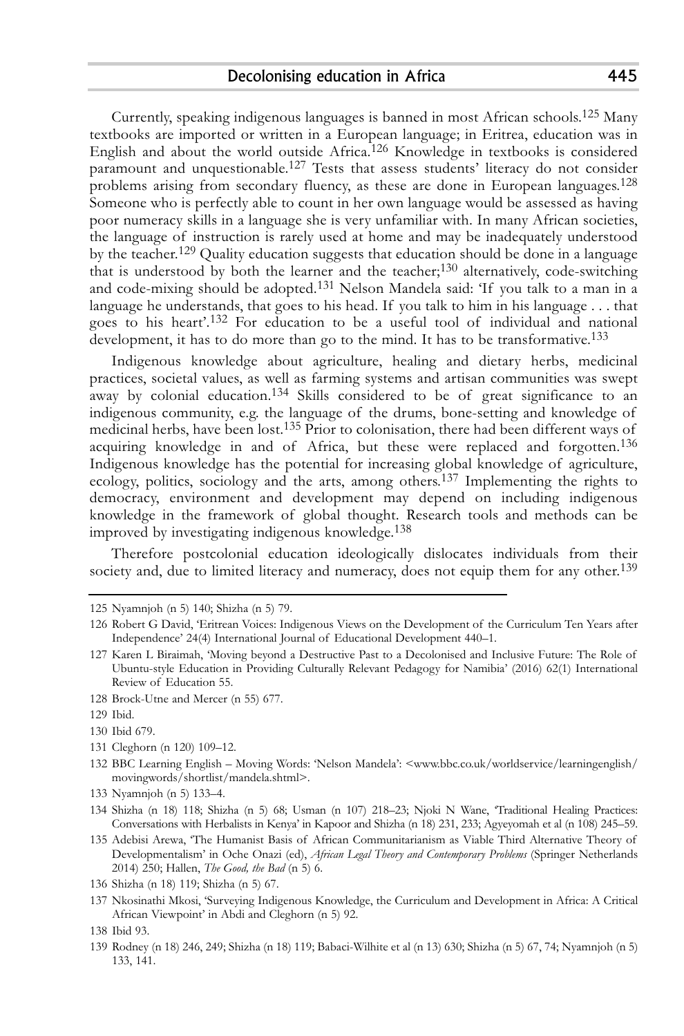Currently, speaking indigenous languages is banned in most African schools.[125] Many textbooks are imported or written in a European language; in Eritrea, education was in English and about the world outside Africa.[126] Knowledge in textbooks is considered paramount and unquestionable.[127] Tests that assess students' literacy do not consider problems arising from secondary fluency, as these are done in European languages.[128] Someone who is perfectly able to count in her own language would be assessed as having poor numeracy skills in a language she is very unfamiliar with. In many African societies, the language of instruction is rarely used at home and may be inadequately understood by the teacher.[129] Quality education suggests that education should be done in a language that is understood by both the learner and the teacher;[130] alternatively, code-switching and code-mixing should be adopted.[131] Nelson Mandela said: 'If you talk to a man in a language he understands, that goes to his head. If you talk to him in his language . . . that goes to his heart'.[132] For education to be a useful tool of individual and national development, it has to do more than go to the mind. It has to be transformative.[133]

Indigenous knowledge about agriculture, healing and dietary herbs, medicinal practices, societal values, as well as farming systems and artisan communities was swept away by colonial education.[134] Skills considered to be of great significance to an indigenous community, e.g. the language of the drums, bone-setting and knowledge of medicinal herbs, have been lost.[135] Prior to colonisation, there had been different ways of acquiring knowledge in and of Africa, but these were replaced and forgotten.[136] Indigenous knowledge has the potential for increasing global knowledge of agriculture, ecology, politics, sociology and the arts, among others.[137] Implementing the rights to democracy, environment and development may depend on including indigenous knowledge in the framework of global thought. Research tools and methods can be improved by investigating indigenous knowledge.[138]

Therefore postcolonial education ideologically dislocates individuals from their society and, due to limited literacy and numeracy, does not equip them for any other.[139]

---

125 Nyamnjoh (n 5) 140; Shizha (n 5) 79.

126 Robert G David, 'Eritrean Voices: Indigenous Views on the Development of the Curriculum Ten Years after Independence' 24(4) International Journal of Educational Development 440–1.

127 Karen L Biraimah, 'Moving beyond a Destructive Past to a Decolonised and Inclusive Future: The Role of Ubuntu-style Education in Providing Culturally Relevant Pedagogy for Namibia' (2016) 62(1) International Review of Education 55.

128 Brock-Utne and Mercer (n 55) 677.

129 Ibid.

130 Ibid 679.

131 Cleghorn (n 120) 109–12.

132 BBC Learning English – Moving Words: 'Nelson Mandela': <www.bbc.co.uk/worldservice/learningenglish/movingwords/shortlist/mandela.shtml>.

133 Nyamnjoh (n 5) 133–4.

134 Shizha (n 18) 118; Shizha (n 5) 68; Usman (n 107) 218–23; Njoki N Wane, 'Traditional Healing Practices: Conversations with Herbalists in Kenya' in Kapoor and Shizha (n 18) 231, 233; Agyeyomah et al (n 108) 245–59.

135 Adebisi Arewa, 'The Humanist Basis of African Communitarianism as Viable Third Alternative Theory of Developmentalism' in Oche Onazi (ed), *African Legal Theory and Contemporary Problems* (Springer Netherlands 2014) 250; Hallen, *The Good, the Bad* (n 5) 6.

136 Shizha (n 18) 119; Shizha (n 5) 67.

137 Nkosinathi Mkosi, 'Surveying Indigenous Knowledge, the Curriculum and Development in Africa: A Critical African Viewpoint' in Abdi and Cleghorn (n 5) 92.

138 Ibid 93.

139 Rodney (n 18) 246, 249; Shizha (n 18) 119; Babaci-Wilhite et al (n 13) 630; Shizha (n 5) 67, 74; Nyamnjoh (n 5) 133, 141.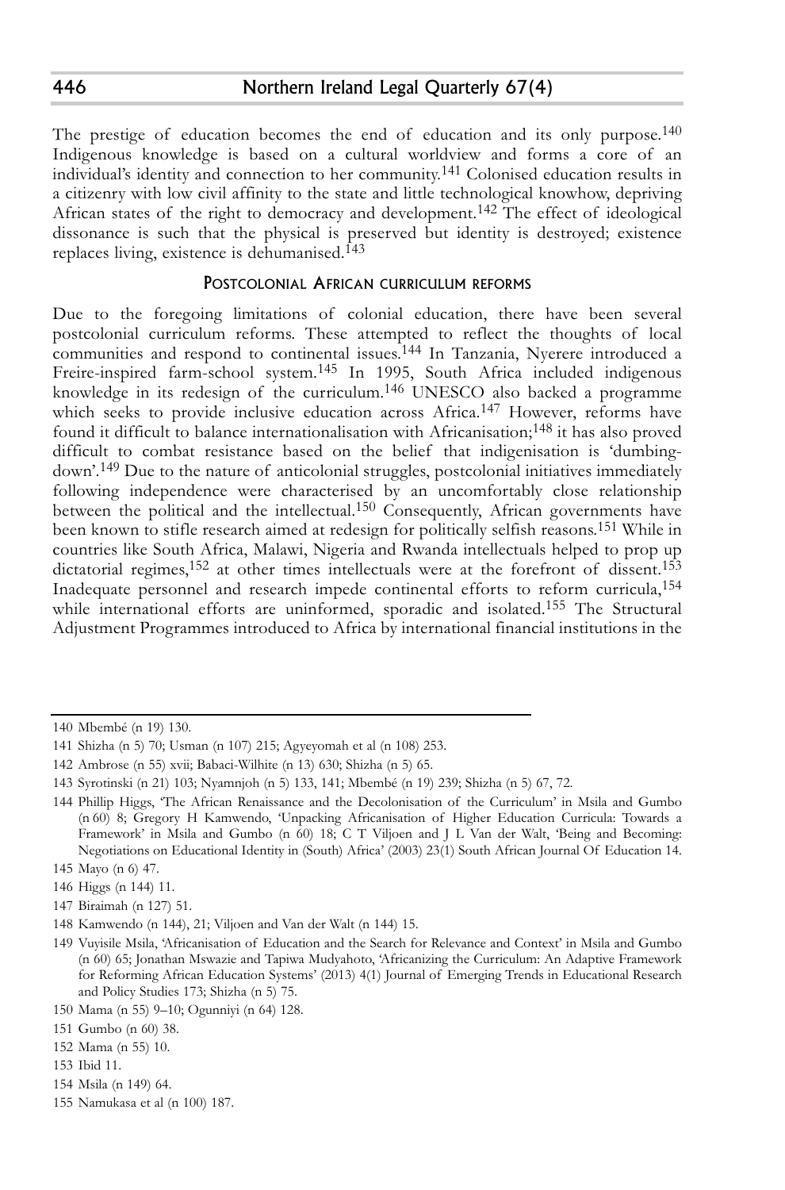The prestige of education becomes the end of education and its only purpose.[140] Indigenous knowledge is based on a cultural worldview and forms a core of an individual's identity and connection to her community.[141] Colonised education results in a citizenry with low civil affinity to the state and little technological knowhow, depriving African states of the right to democracy and development.[142] The effect of ideological dissonance is such that the physical is preserved but identity is destroyed; existence replaces living, existence is dehumanised.[143]

## Postcolonial African curriculum reforms

Due to the foregoing limitations of colonial education, there have been several postcolonial curriculum reforms. These attempted to reflect the thoughts of local communities and respond to continental issues.[144] In Tanzania, Nyerere introduced a Freire-inspired farm-school system.[145] In 1995, South Africa included indigenous knowledge in its redesign of the curriculum.[146] UNESCO also backed a programme which seeks to provide inclusive education across Africa.[147] However, reforms have found it difficult to balance internationalisation with Africanisation;[148] it has also proved difficult to combat resistance based on the belief that indigenisation is 'dumbing-down'.[149] Due to the nature of anticolonial struggles, postcolonial initiatives immediately following independence were characterised by an uncomfortably close relationship between the political and the intellectual.[150] Consequently, African governments have been known to stifle research aimed at redesign for politically selfish reasons.[151] While in countries like South Africa, Malawi, Nigeria and Rwanda intellectuals helped to prop up dictatorial regimes,[152] at other times intellectuals were at the forefront of dissent.[153] Inadequate personnel and research impede continental efforts to reform curricula,[154] while international efforts are uninformed, sporadic and isolated.[155] The Structural Adjustment Programmes introduced to Africa by international financial institutions in the

---

140 Mbembé (n 19) 130.

141 Shizha (n 5) 70; Usman (n 107) 215; Agyeyomah et al (n 108) 253.

142 Ambrose (n 55) xvii; Babaci-Wilhite (n 13) 630; Shizha (n 5) 65.

143 Syrotinski (n 21) 103; Nyamnjoh (n 5) 133, 141; Mbembé (n 19) 239; Shizha (n 5) 67, 72.

144 Phillip Higgs, 'The African Renaissance and the Decolonisation of the Curriculum' in Msila and Gumbo (n 60) 8; Gregory H Kamwendo, 'Unpacking Africanisation of Higher Education Curricula: Towards a Framework' in Msila and Gumbo (n 60) 18; C T Viljoen and J L Van der Walt, 'Being and Becoming: Negotiations on Educational Identity in (South) Africa' (2003) 23(1) South African Journal Of Education 14.

145 Mayo (n 6) 47.

146 Higgs (n 144) 11.

147 Biraimah (n 127) 51.

148 Kamwendo (n 144), 21; Viljoen and Van der Walt (n 144) 15.

149 Vuyisile Msila, 'Africanisation of Education and the Search for Relevance and Context' in Msila and Gumbo (n 60) 65; Jonathan Mswazie and Tapiwa Mudyahoto, 'Africanizing the Curriculum: An Adaptive Framework for Reforming African Education Systems' (2013) 4(1) Journal of Emerging Trends in Educational Research and Policy Studies 173; Shizha (n 5) 75.

150 Mama (n 55) 9–10; Ogunniyi (n 64) 128.

151 Gumbo (n 60) 38.

152 Mama (n 55) 10.

153 Ibid 11.

154 Msila (n 149) 64.

155 Namukasa et al (n 100) 187.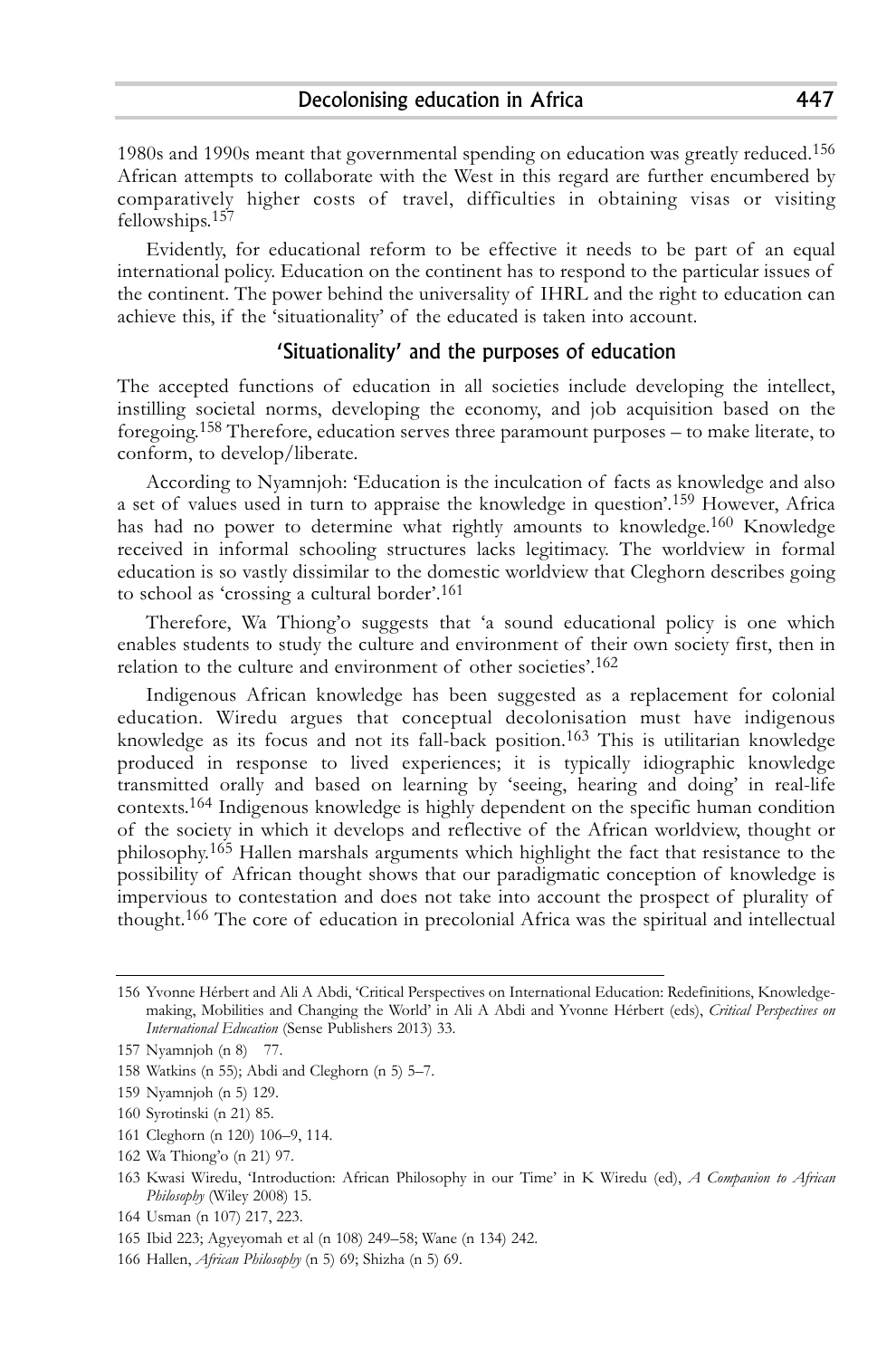1980s and 1990s meant that governmental spending on education was greatly reduced.[156] African attempts to collaborate with the West in this regard are further encumbered by comparatively higher costs of travel, difficulties in obtaining visas or visiting fellowships.[157]

Evidently, for educational reform to be effective it needs to be part of an equal international policy. Education on the continent has to respond to the particular issues of the continent. The power behind the universality of IHRL and the right to education can achieve this, if the 'situationality' of the educated is taken into account.

## 'Situationality' and the purposes of education

The accepted functions of education in all societies include developing the intellect, instilling societal norms, developing the economy, and job acquisition based on the foregoing.[158] Therefore, education serves three paramount purposes – to make literate, to conform, to develop/liberate.

According to Nyamnjoh: 'Education is the inculcation of facts as knowledge and also a set of values used in turn to appraise the knowledge in question'.[159] However, Africa has had no power to determine what rightly amounts to knowledge.[160] Knowledge received in informal schooling structures lacks legitimacy. The worldview in formal education is so vastly dissimilar to the domestic worldview that Cleghorn describes going to school as 'crossing a cultural border'.[161]

Therefore, Wa Thiong'o suggests that 'a sound educational policy is one which enables students to study the culture and environment of their own society first, then in relation to the culture and environment of other societies'.[162]

Indigenous African knowledge has been suggested as a replacement for colonial education. Wiredu argues that conceptual decolonisation must have indigenous knowledge as its focus and not its fall-back position.[163] This is utilitarian knowledge produced in response to lived experiences; it is typically idiographic knowledge transmitted orally and based on learning by 'seeing, hearing and doing' in real-life contexts.[164] Indigenous knowledge is highly dependent on the specific human condition of the society in which it develops and reflective of the African worldview, thought or philosophy.[165] Hallen marshals arguments which highlight the fact that resistance to the possibility of African thought shows that our paradigmatic conception of knowledge is impervious to contestation and does not take into account the prospect of plurality of thought.[166] The core of education in precolonial Africa was the spiritual and intellectual

---

156 Yvonne Hérbert and Ali A Abdi, 'Critical Perspectives on International Education: Redefinitions, Knowledge-making, Mobilities and Changing the World' in Ali A Abdi and Yvonne Hérbert (eds), *Critical Perspectives on International Education* (Sense Publishers 2013) 33.

157 Nyamnjoh (n 8) 77.

158 Watkins (n 55); Abdi and Cleghorn (n 5) 5–7.

159 Nyamnjoh (n 5) 129.

160 Syrotinski (n 21) 85.

161 Cleghorn (n 120) 106–9, 114.

162 Wa Thiong'o (n 21) 97.

163 Kwasi Wiredu, 'Introduction: African Philosophy in our Time' in K Wiredu (ed), *A Companion to African Philosophy* (Wiley 2008) 15.

164 Usman (n 107) 217, 223.

165 Ibid 223; Agyeyomah et al (n 108) 249–58; Wane (n 134) 242.

166 Hallen, *African Philosophy* (n 5) 69; Shizha (n 5) 69.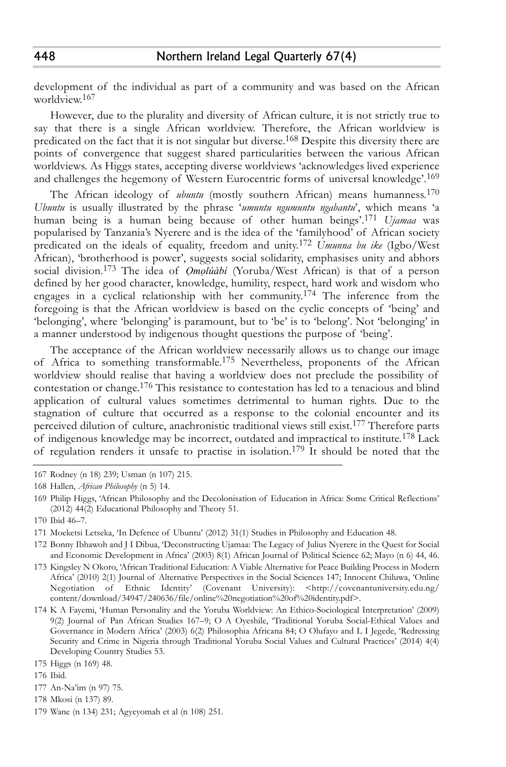development of the individual as part of a community and was based on the African worldview.[167]

However, due to the plurality and diversity of African culture, it is not strictly true to say that there is a single African worldview. Therefore, the African worldview is predicated on the fact that it is not singular but diverse.[168] Despite this diversity there are points of convergence that suggest shared particularities between the various African worldviews. As Higgs states, accepting diverse worldviews 'acknowledges lived experience and challenges the hegemony of Western Eurocentric forms of universal knowledge'.[169]

The African ideology of *ubuntu* (mostly southern African) means humanness.[170] *Ubuntu* is usually illustrated by the phrase '*umuntu ngumuntu ngabantu*', which means 'a human being is a human being because of other human beings'.[171] *Ujamaa* was popularised by Tanzania's Nyerere and is the idea of the 'familyhood' of African society predicated on the ideals of equality, freedom and unity.[172] *Umunna bu ike* (Igbo/West African), 'brotherhood is power', suggests social solidarity, emphasises unity and abhors social division.[173] The idea of *Ọmọlúàbí* (Yoruba/West African) is that of a person defined by her good character, knowledge, humility, respect, hard work and wisdom who engages in a cyclical relationship with her community.[174] The inference from the foregoing is that the African worldview is based on the cyclic concepts of 'being' and 'belonging', where 'belonging' is paramount, but to 'be' is to 'belong'. Not 'belonging' in a manner understood by indigenous thought questions the purpose of 'being'.

The acceptance of the African worldview necessarily allows us to change our image of Africa to something transformable.[175] Nevertheless, proponents of the African worldview should realise that having a worldview does not preclude the possibility of contestation or change.[176] This resistance to contestation has led to a tenacious and blind application of cultural values sometimes detrimental to human rights. Due to the stagnation of culture that occurred as a response to the colonial encounter and its perceived dilution of culture, anachronistic traditional views still exist.[177] Therefore parts of indigenous knowledge may be incorrect, outdated and impractical to institute.[178] Lack of regulation renders it unsafe to practise in isolation.[179] It should be noted that the

---

167 Rodney (n 18) 239; Usman (n 107) 215.

168 Hallen, *African Philosophy* (n 5) 14.

169 Philip Higgs, 'African Philosophy and the Decolonisation of Education in Africa: Some Critical Reflections' (2012) 44(2) Educational Philosophy and Theory 51.

170 Ibid 46–7.

171 Moeketsi Letseka, 'In Defence of Ubuntu' (2012) 31(1) Studies in Philosophy and Education 48.

172 Bonny Ibhawoh and J I Dibua, 'Deconstructing Ujamaa: The Legacy of Julius Nyerere in the Quest for Social and Economic Development in Africa' (2003) 8(1) African Journal of Political Science 62; Mayo (n 6) 44, 46.

173 Kingsley N Okoro, 'African Traditional Education: A Viable Alternative for Peace Building Process in Modern Africa' (2010) 2(1) Journal of Alternative Perspectives in the Social Sciences 147; Innocent Chiluwa, 'Online Negotiation of Ethnic Identity' (Covenant University): <http://covenantuniversity.edu.ng/content/download/34947/240636/file/online%20negotiation%20of%20identity.pdf>.

174 K A Fayemi, 'Human Personality and the Yoruba Worldview: An Ethico-Sociological Interpretation' (2009) 9(2) Journal of Pan African Studies 167–9; O A Oyeshile, 'Traditional Yoruba Social-Ethical Values and Governance in Modern Africa' (2003) 6(2) Philosophia Africana 84; O Olufayo and L I Jegede, 'Redressing Security and Crime in Nigeria through Traditional Yoruba Social Values and Cultural Practices' (2014) 4(4) Developing Country Studies 53.

175 Higgs (n 169) 48.

176 Ibid.

177 An-Na'im (n 97) 75.

178 Mkosi (n 137) 89.

179 Wane (n 134) 231; Agyeyomah et al (n 108) 251.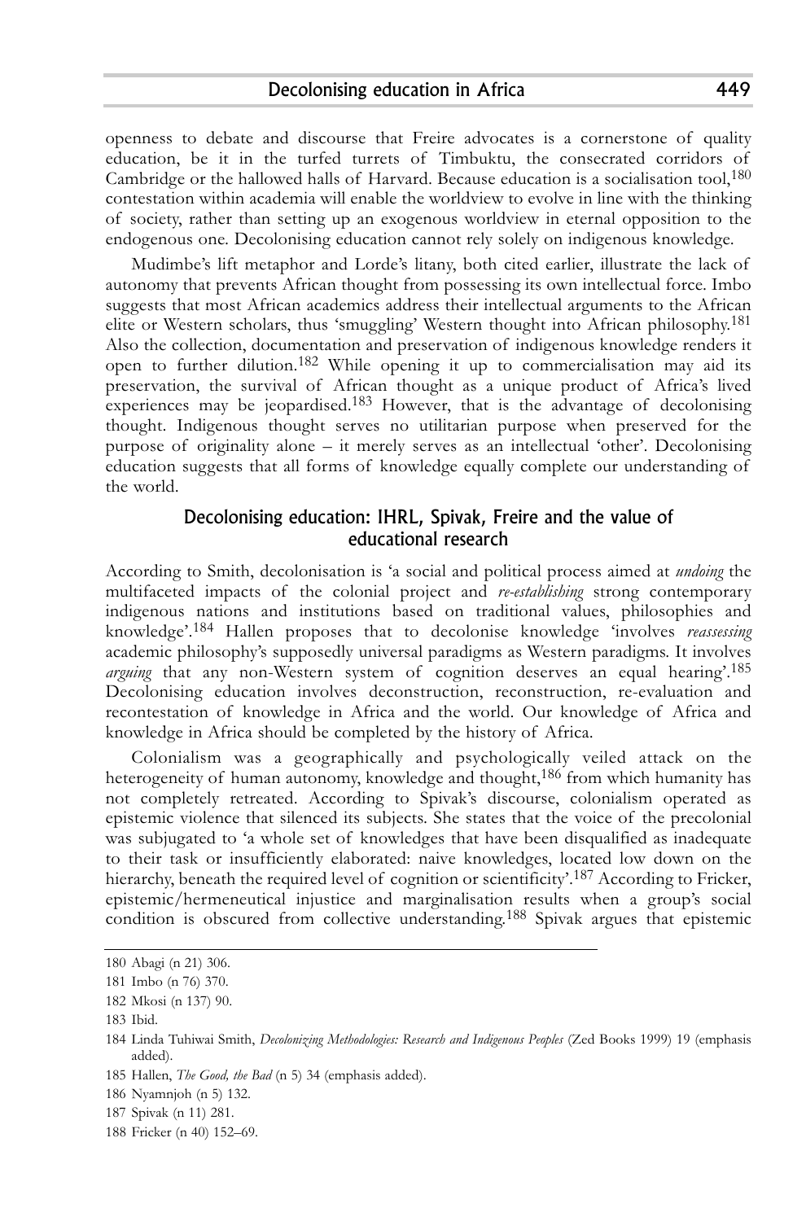openness to debate and discourse that Freire advocates is a cornerstone of quality education, be it in the turfed turrets of Timbuktu, the consecrated corridors of Cambridge or the hallowed halls of Harvard. Because education is a socialisation tool,[180] contestation within academia will enable the worldview to evolve in line with the thinking of society, rather than setting up an exogenous worldview in eternal opposition to the endogenous one. Decolonising education cannot rely solely on indigenous knowledge.

Mudimbe's lift metaphor and Lorde's litany, both cited earlier, illustrate the lack of autonomy that prevents African thought from possessing its own intellectual force. Imbo suggests that most African academics address their intellectual arguments to the African elite or Western scholars, thus 'smuggling' Western thought into African philosophy.[181] Also the collection, documentation and preservation of indigenous knowledge renders it open to further dilution.[182] While opening it up to commercialisation may aid its preservation, the survival of African thought as a unique product of Africa's lived experiences may be jeopardised.[183] However, that is the advantage of decolonising thought. Indigenous thought serves no utilitarian purpose when preserved for the purpose of originality alone – it merely serves as an intellectual 'other'. Decolonising education suggests that all forms of knowledge equally complete our understanding of the world.

## Decolonising education: IHRL, Spivak, Freire and the value of educational research

According to Smith, decolonisation is 'a social and political process aimed at *undoing* the multifaceted impacts of the colonial project and *re-establishing* strong contemporary indigenous nations and institutions based on traditional values, philosophies and knowledge'.[184] Hallen proposes that to decolonise knowledge 'involves *reassessing* academic philosophy's supposedly universal paradigms as Western paradigms. It involves *arguing* that any non-Western system of cognition deserves an equal hearing'.[185] Decolonising education involves deconstruction, reconstruction, re-evaluation and recontestation of knowledge in Africa and the world. Our knowledge of Africa and knowledge in Africa should be completed by the history of Africa.

Colonialism was a geographically and psychologically veiled attack on the heterogeneity of human autonomy, knowledge and thought,[186] from which humanity has not completely retreated. According to Spivak's discourse, colonialism operated as epistemic violence that silenced its subjects. She states that the voice of the precolonial was subjugated to 'a whole set of knowledges that have been disqualified as inadequate to their task or insufficiently elaborated: naive knowledges, located low down on the hierarchy, beneath the required level of cognition or scientificity'.[187] According to Fricker, epistemic/hermeneutical injustice and marginalisation results when a group's social condition is obscured from collective understanding.[188] Spivak argues that epistemic

---

180 Abagi (n 21) 306.

181 Imbo (n 76) 370.

182 Mkosi (n 137) 90.

183 Ibid.

184 Linda Tuhiwai Smith, *Decolonizing Methodologies: Research and Indigenous Peoples* (Zed Books 1999) 19 (emphasis added).

185 Hallen, *The Good, the Bad* (n 5) 34 (emphasis added).

186 Nyamnjoh (n 5) 132.

187 Spivak (n 11) 281.

188 Fricker (n 40) 152–69.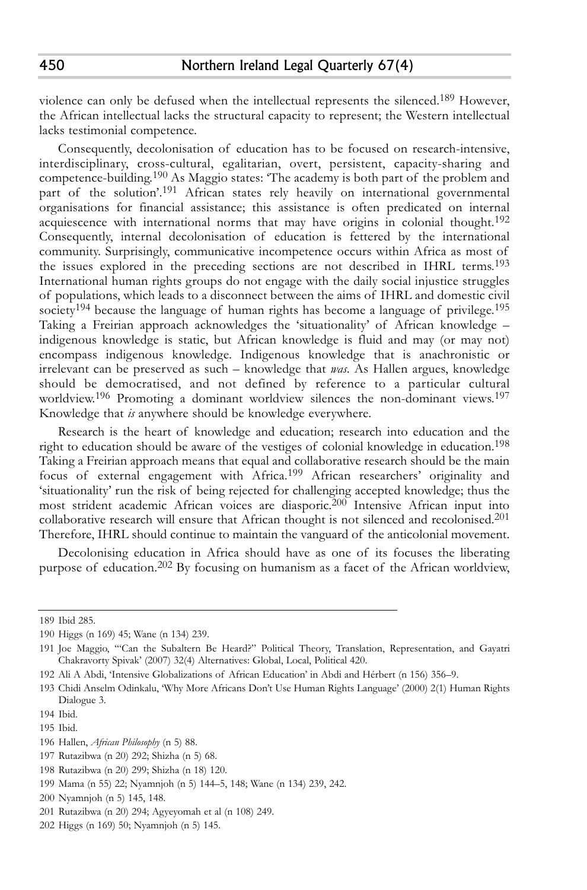violence can only be defused when the intellectual represents the silenced.[189] However, the African intellectual lacks the structural capacity to represent; the Western intellectual lacks testimonial competence.

Consequently, decolonisation of education has to be focused on research-intensive, interdisciplinary, cross-cultural, egalitarian, overt, persistent, capacity-sharing and competence-building.[190] As Maggio states: 'The academy is both part of the problem and part of the solution'.[191] African states rely heavily on international governmental organisations for financial assistance; this assistance is often predicated on internal acquiescence with international norms that may have origins in colonial thought.[192] Consequently, internal decolonisation of education is fettered by the international community. Surprisingly, communicative incompetence occurs within Africa as most of the issues explored in the preceding sections are not described in IHRL terms.[193] International human rights groups do not engage with the daily social injustice struggles of populations, which leads to a disconnect between the aims of IHRL and domestic civil society[194] because the language of human rights has become a language of privilege.[195] Taking a Freirian approach acknowledges the 'situationality' of African knowledge – indigenous knowledge is static, but African knowledge is fluid and may (or may not) encompass indigenous knowledge. Indigenous knowledge that is anachronistic or irrelevant can be preserved as such – knowledge that *was*. As Hallen argues, knowledge should be democratised, and not defined by reference to a particular cultural worldview.[196] Promoting a dominant worldview silences the non-dominant views.[197] Knowledge that *is* anywhere should be knowledge everywhere.

Research is the heart of knowledge and education; research into education and the right to education should be aware of the vestiges of colonial knowledge in education.[198] Taking a Freirian approach means that equal and collaborative research should be the main focus of external engagement with Africa.[199] African researchers' originality and 'situationality' run the risk of being rejected for challenging accepted knowledge; thus the most strident academic African voices are diasporic.[200] Intensive African input into collaborative research will ensure that African thought is not silenced and recolonised.[201] Therefore, IHRL should continue to maintain the vanguard of the anticolonial movement.

Decolonising education in Africa should have as one of its focuses the liberating purpose of education.[202] By focusing on humanism as a facet of the African worldview,

---

189 Ibid 285.

190 Higgs (n 169) 45; Wane (n 134) 239.

191 Joe Maggio, '"Can the Subaltern Be Heard?" Political Theory, Translation, Representation, and Gayatri Chakravorty Spivak' (2007) 32(4) Alternatives: Global, Local, Political 420.

192 Ali A Abdi, 'Intensive Globalizations of African Education' in Abdi and Hérbert (n 156) 356–9.

193 Chidi Anselm Odinkalu, 'Why More Africans Don't Use Human Rights Language' (2000) 2(1) Human Rights Dialogue 3.

194 Ibid.

195 Ibid.

196 Hallen, *African Philosophy* (n 5) 88.

197 Rutazibwa (n 20) 292; Shizha (n 5) 68.

198 Rutazibwa (n 20) 299; Shizha (n 18) 120.

199 Mama (n 55) 22; Nyamnjoh (n 5) 144–5, 148; Wane (n 134) 239, 242.

200 Nyamnjoh (n 5) 145, 148.

201 Rutazibwa (n 20) 294; Agyeyomah et al (n 108) 249.

202 Higgs (n 169) 50; Nyamnjoh (n 5) 145.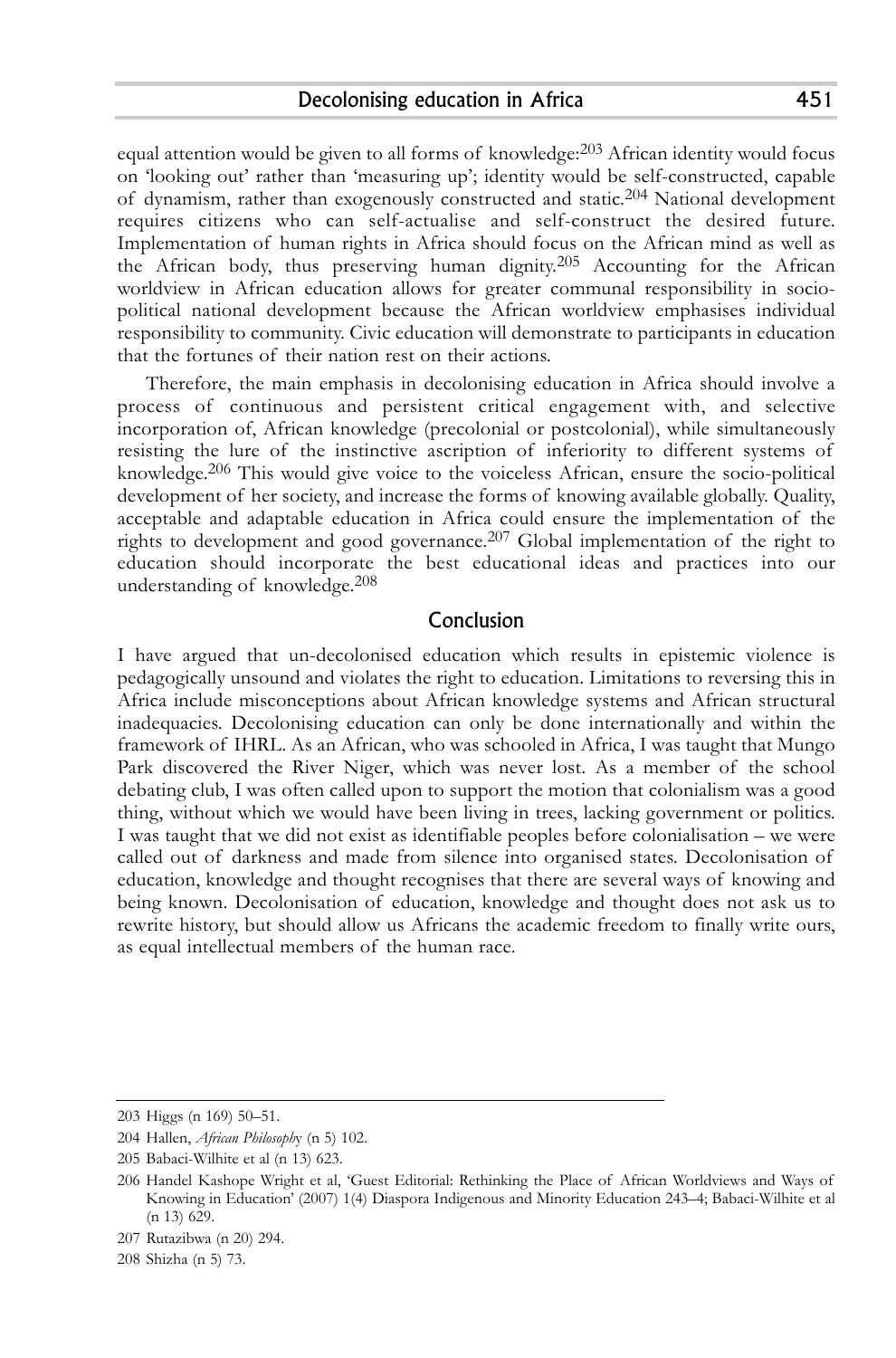equal attention would be given to all forms of knowledge:[203] African identity would focus on 'looking out' rather than 'measuring up'; identity would be self-constructed, capable of dynamism, rather than exogenously constructed and static.[204] National development requires citizens who can self-actualise and self-construct the desired future. Implementation of human rights in Africa should focus on the African mind as well as the African body, thus preserving human dignity.[205] Accounting for the African worldview in African education allows for greater communal responsibility in socio-political national development because the African worldview emphasises individual responsibility to community. Civic education will demonstrate to participants in education that the fortunes of their nation rest on their actions.

Therefore, the main emphasis in decolonising education in Africa should involve a process of continuous and persistent critical engagement with, and selective incorporation of, African knowledge (precolonial or postcolonial), while simultaneously resisting the lure of the instinctive ascription of inferiority to different systems of knowledge.[206] This would give voice to the voiceless African, ensure the socio-political development of her society, and increase the forms of knowing available globally. Quality, acceptable and adaptable education in Africa could ensure the implementation of the rights to development and good governance.[207] Global implementation of the right to education should incorporate the best educational ideas and practices into our understanding of knowledge.[208]

## Conclusion

I have argued that un-decolonised education which results in epistemic violence is pedagogically unsound and violates the right to education. Limitations to reversing this in Africa include misconceptions about African knowledge systems and African structural inadequacies. Decolonising education can only be done internationally and within the framework of IHRL. As an African, who was schooled in Africa, I was taught that Mungo Park discovered the River Niger, which was never lost. As a member of the school debating club, I was often called upon to support the motion that colonialism was a good thing, without which we would have been living in trees, lacking government or politics. I was taught that we did not exist as identifiable peoples before colonialisation – we were called out of darkness and made from silence into organised states. Decolonisation of education, knowledge and thought recognises that there are several ways of knowing and being known. Decolonisation of education, knowledge and thought does not ask us to rewrite history, but should allow us Africans the academic freedom to finally write ours, as equal intellectual members of the human race.

---

203 Higgs (n 169) 50–51.

204 Hallen, *African Philosophy* (n 5) 102.

205 Babaci-Wilhite et al (n 13) 623.

206 Handel Kashope Wright et al, 'Guest Editorial: Rethinking the Place of African Worldviews and Ways of Knowing in Education' (2007) 1(4) Diaspora Indigenous and Minority Education 243–4; Babaci-Wilhite et al (n 13) 629.

207 Rutazibwa (n 20) 294.

208 Shizha (n 5) 73.